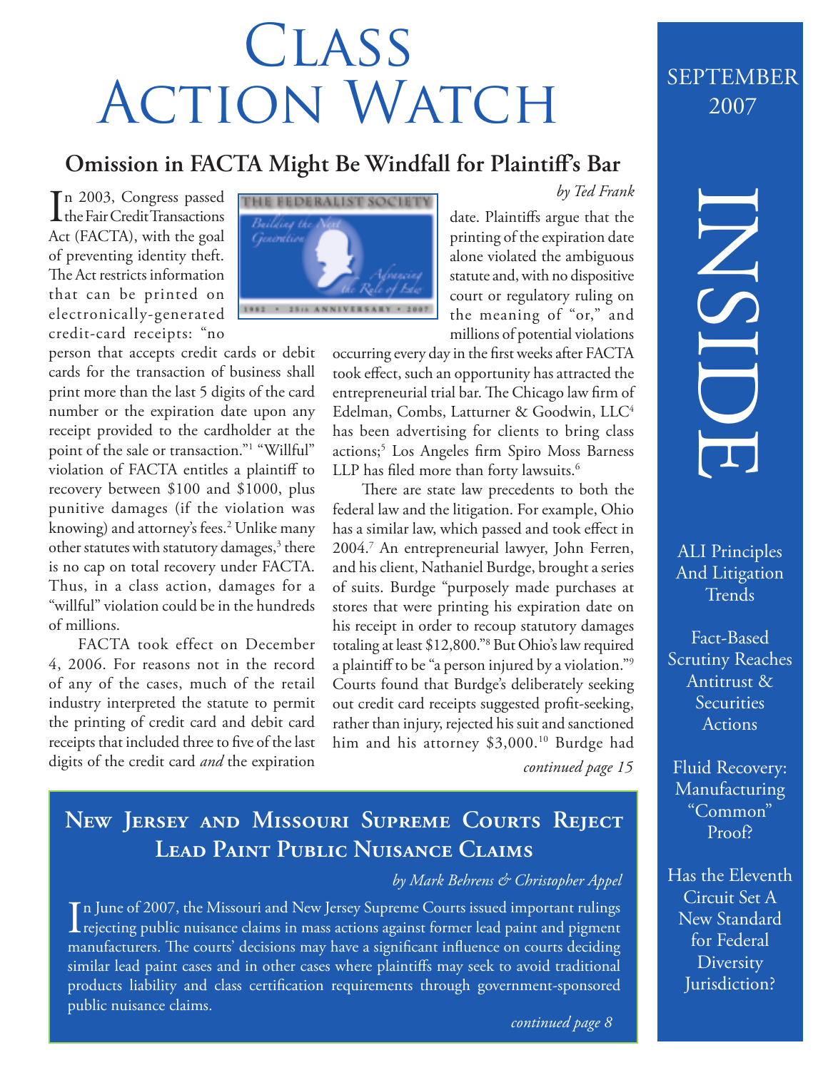# Class Action Watch

SEPTEMBER 2007

## Omission in FACTA Might Be Windfall for Plaintiff's Bar

*by Ted Frank*

In 2003, Congress passed the Fair Credit Transactions Act (FACTA), with the goal of preventing identity theft. The Act restricts information that can be printed on electronically-generated credit-card receipts: "no person that accepts credit cards or debit cards for the transaction of business shall print more than the last 5 digits of the card number or the expiration date upon any receipt provided to the cardholder at the point of the sale or transaction."[1] "Willful" violation of FACTA entitles a plaintiff to recovery between $100 and $1000, plus punitive damages (if the violation was knowing) and attorney's fees.[2] Unlike many other statutes with statutory damages,[3] there is no cap on total recovery under FACTA. Thus, in a class action, damages for a "willful" violation could be in the hundreds of millions.

FACTA took effect on December 4, 2006. For reasons not in the record of any of the cases, much of the retail industry interpreted the statute to permit the printing of credit card and debit card receipts that included three to five of the last digits of the credit card *and* the expiration date. Plaintiffs argue that the printing of the expiration date alone violated the ambiguous statute and, with no dispositive court or regulatory ruling on the meaning of "or," and millions of potential violations occurring every day in the first weeks after FACTA took effect, such an opportunity has attracted the entrepreneurial trial bar. The Chicago law firm of Edelman, Combs, Latturner & Goodwin, LLC[4] has been advertising for clients to bring class actions;[5] Los Angeles firm Spiro Moss Barness LLP has filed more than forty lawsuits.[6]

There are state law precedents to both the federal law and the litigation. For example, Ohio has a similar law, which passed and took effect in 2004.[7] An entrepreneurial lawyer, John Ferren, and his client, Nathaniel Burdge, brought a series of suits. Burdge "purposely made purchases at stores that were printing his expiration date on his receipt in order to recoup statutory damages totaling at least $12,800."[8] But Ohio's law required a plaintiff to be "a person injured by a violation."[9] Courts found that Burdge's deliberately seeking out credit card receipts suggested profit-seeking, rather than injury, rejected his suit and sanctioned him and his attorney $3,000.[10] Burdge had

*continued page 15*

## New Jersey and Missouri Supreme Courts Reject Lead Paint Public Nuisance Claims

*by Mark Behrens & Christopher Appel*

In June of 2007, the Missouri and New Jersey Supreme Courts issued important rulings rejecting public nuisance claims in mass actions against former lead paint and pigment manufacturers. The courts' decisions may have a significant influence on courts deciding similar lead paint cases and in other cases where plaintiffs may seek to avoid traditional products liability and class certification requirements through government-sponsored public nuisance claims.

*continued page 8*

## INSIDE

- ALI Principles And Litigation Trends
- Fact-Based Scrutiny Reaches Antitrust & Securities Actions
- Fluid Recovery: Manufacturing "Common" Proof?
- Has the Eleventh Circuit Set A New Standard for Federal Diversity Jurisdiction?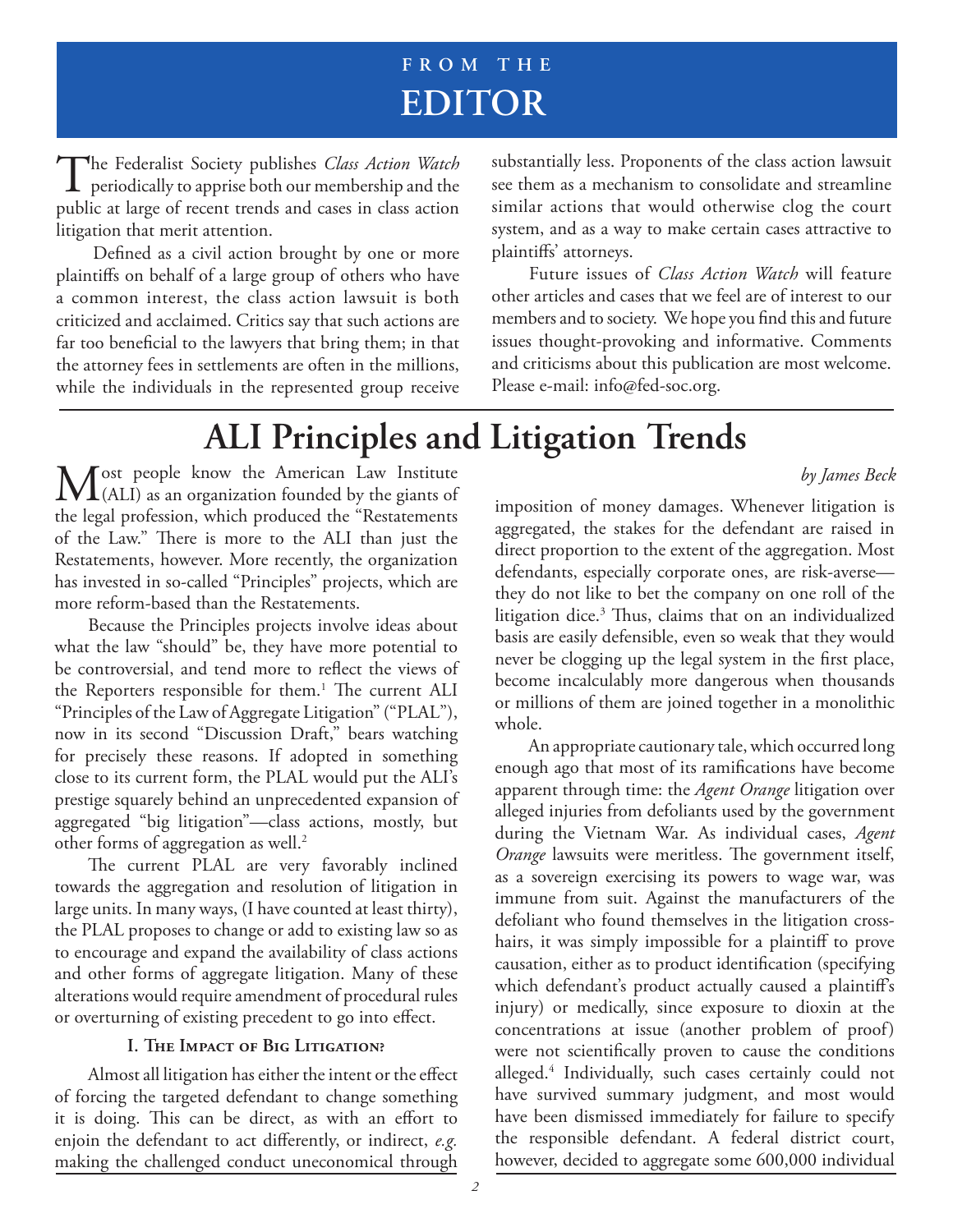## FROM THE EDITOR

The Federalist Society publishes *Class Action Watch* periodically to apprise both our membership and the public at large of recent trends and cases in class action litigation that merit attention.

Defined as a civil action brought by one or more plaintiffs on behalf of a large group of others who have a common interest, the class action lawsuit is both criticized and acclaimed. Critics say that such actions are far too beneficial to the lawyers that bring them; in that the attorney fees in settlements are often in the millions, while the individuals in the represented group receive substantially less. Proponents of the class action lawsuit see them as a mechanism to consolidate and streamline similar actions that would otherwise clog the court system, and as a way to make certain cases attractive to plaintiffs' attorneys.

Future issues of *Class Action Watch* will feature other articles and cases that we feel are of interest to our members and to society. We hope you find this and future issues thought-provoking and informative. Comments and criticisms about this publication are most welcome. Please e-mail: info@fed-soc.org.

# ALI Principles and Litigation Trends

*by James Beck*

Most people know the American Law Institute (ALI) as an organization founded by the giants of the legal profession, which produced the "Restatements of the Law." There is more to the ALI than just the Restatements, however. More recently, the organization has invested in so-called "Principles" projects, which are more reform-based than the Restatements.

Because the Principles projects involve ideas about what the law "should" be, they have more potential to be controversial, and tend more to reflect the views of the Reporters responsible for them.[1] The current ALI "Principles of the Law of Aggregate Litigation" ("PLAL"), now in its second "Discussion Draft," bears watching for precisely these reasons. If adopted in something close to its current form, the PLAL would put the ALI's prestige squarely behind an unprecedented expansion of aggregated "big litigation"—class actions, mostly, but other forms of aggregation as well.[2]

The current PLAL are very favorably inclined towards the aggregation and resolution of litigation in large units. In many ways, (I have counted at least thirty), the PLAL proposes to change or add to existing law so as to encourage and expand the availability of class actions and other forms of aggregate litigation. Many of these alterations would require amendment of procedural rules or overturning of existing precedent to go into effect.

### I. The Impact of Big Litigation?

Almost all litigation has either the intent or the effect of forcing the targeted defendant to change something it is doing. This can be direct, as with an effort to enjoin the defendant to act differently, or indirect, *e.g.* making the challenged conduct uneconomical through imposition of money damages. Whenever litigation is aggregated, the stakes for the defendant are raised in direct proportion to the extent of the aggregation. Most defendants, especially corporate ones, are risk-averse—they do not like to bet the company on one roll of the litigation dice.[3] Thus, claims that on an individualized basis are easily defensible, even so weak that they would never be clogging up the legal system in the first place, become incalculably more dangerous when thousands or millions of them are joined together in a monolithic whole.

An appropriate cautionary tale, which occurred long enough ago that most of its ramifications have become apparent through time: the *Agent Orange* litigation over alleged injuries from defoliants used by the government during the Vietnam War. As individual cases, *Agent Orange* lawsuits were meritless. The government itself, as a sovereign exercising its powers to wage war, was immune from suit. Against the manufacturers of the defoliant who found themselves in the litigation cross-hairs, it was simply impossible for a plaintiff to prove causation, either as to product identification (specifying which defendant's product actually caused a plaintiff's injury) or medically, since exposure to dioxin at the concentrations at issue (another problem of proof) were not scientifically proven to cause the conditions alleged.[4] Individually, such cases certainly could not have survived summary judgment, and most would have been dismissed immediately for failure to specify the responsible defendant. A federal district court, however, decided to aggregate some 600,000 individual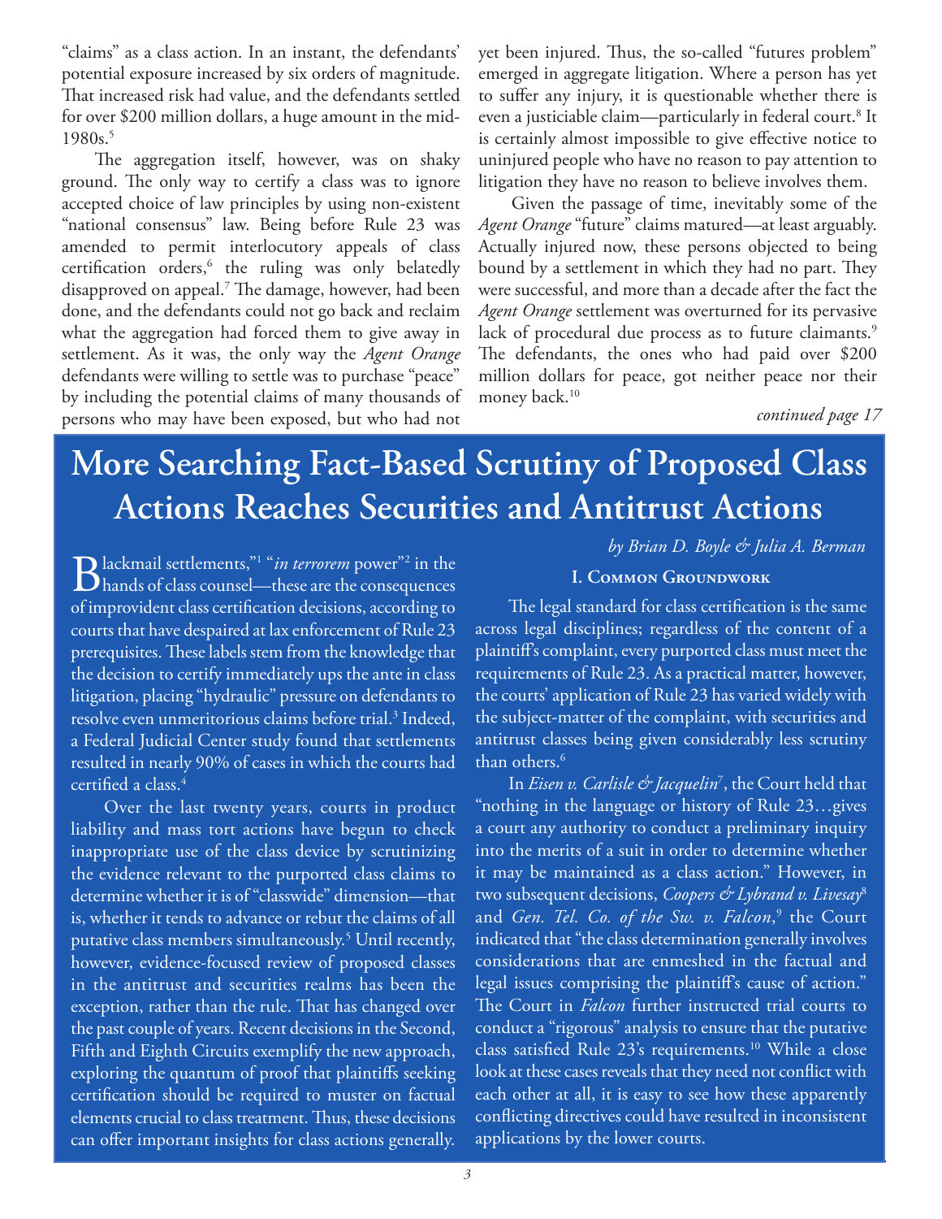"claims" as a class action. In an instant, the defendants' potential exposure increased by six orders of magnitude. That increased risk had value, and the defendants settled for over $200 million dollars, a huge amount in the mid-1980s.[5]

The aggregation itself, however, was on shaky ground. The only way to certify a class was to ignore accepted choice of law principles by using non-existent "national consensus" law. Being before Rule 23 was amended to permit interlocutory appeals of class certification orders,[6] the ruling was only belatedly disapproved on appeal.[7] The damage, however, had been done, and the defendants could not go back and reclaim what the aggregation had forced them to give away in settlement. As it was, the only way the *Agent Orange* defendants were willing to settle was to purchase "peace" by including the potential claims of many thousands of persons who may have been exposed, but who had not yet been injured. Thus, the so-called "futures problem" emerged in aggregate litigation. Where a person has yet to suffer any injury, it is questionable whether there is even a justiciable claim—particularly in federal court.[8] It is certainly almost impossible to give effective notice to uninjured people who have no reason to pay attention to litigation they have no reason to believe involves them.

Given the passage of time, inevitably some of the *Agent Orange* "future" claims matured—at least arguably. Actually injured now, these persons objected to being bound by a settlement in which they had no part. They were successful, and more than a decade after the fact the *Agent Orange* settlement was overturned for its pervasive lack of procedural due process as to future claimants.[9] The defendants, the ones who had paid over $200 million dollars for peace, got neither peace nor their money back.[10]

*continued page 17*

# More Searching Fact-Based Scrutiny of Proposed Class Actions Reaches Securities and Antitrust Actions

*by Brian D. Boyle & Julia A. Berman*

"Blackmail settlements,"[1] "*in terrorem* power"[2] in the hands of class counsel—these are the consequences of improvident class certification decisions, according to courts that have despaired at lax enforcement of Rule 23 prerequisites. These labels stem from the knowledge that the decision to certify immediately ups the ante in class litigation, placing "hydraulic" pressure on defendants to resolve even unmeritorious claims before trial.[3] Indeed, a Federal Judicial Center study found that settlements resulted in nearly 90% of cases in which the courts had certified a class.[4]

Over the last twenty years, courts in product liability and mass tort actions have begun to check inappropriate use of the class device by scrutinizing the evidence relevant to the purported class claims to determine whether it is of "classwide" dimension—that is, whether it tends to advance or rebut the claims of all putative class members simultaneously.[5] Until recently, however, evidence-focused review of proposed classes in the antitrust and securities realms has been the exception, rather than the rule. That has changed over the past couple of years. Recent decisions in the Second, Fifth and Eighth Circuits exemplify the new approach, exploring the quantum of proof that plaintiffs seeking certification should be required to muster on factual elements crucial to class treatment. Thus, these decisions can offer important insights for class actions generally.

## I. Common Groundwork

The legal standard for class certification is the same across legal disciplines; regardless of the content of a plaintiff's complaint, every purported class must meet the requirements of Rule 23. As a practical matter, however, the courts' application of Rule 23 has varied widely with the subject-matter of the complaint, with securities and antitrust classes being given considerably less scrutiny than others.[6]

In *Eisen v. Carlisle & Jacquelin*[7], the Court held that "nothing in the language or history of Rule 23…gives a court any authority to conduct a preliminary inquiry into the merits of a suit in order to determine whether it may be maintained as a class action." However, in two subsequent decisions, *Coopers & Lybrand v. Livesay*[8] and *Gen. Tel. Co. of the Sw. v. Falcon*,[9] the Court indicated that "the class determination generally involves considerations that are enmeshed in the factual and legal issues comprising the plaintiff's cause of action." The Court in *Falcon* further instructed trial courts to conduct a "rigorous" analysis to ensure that the putative class satisfied Rule 23's requirements.[10] While a close look at these cases reveals that they need not conflict with each other at all, it is easy to see how these apparently conflicting directives could have resulted in inconsistent applications by the lower courts.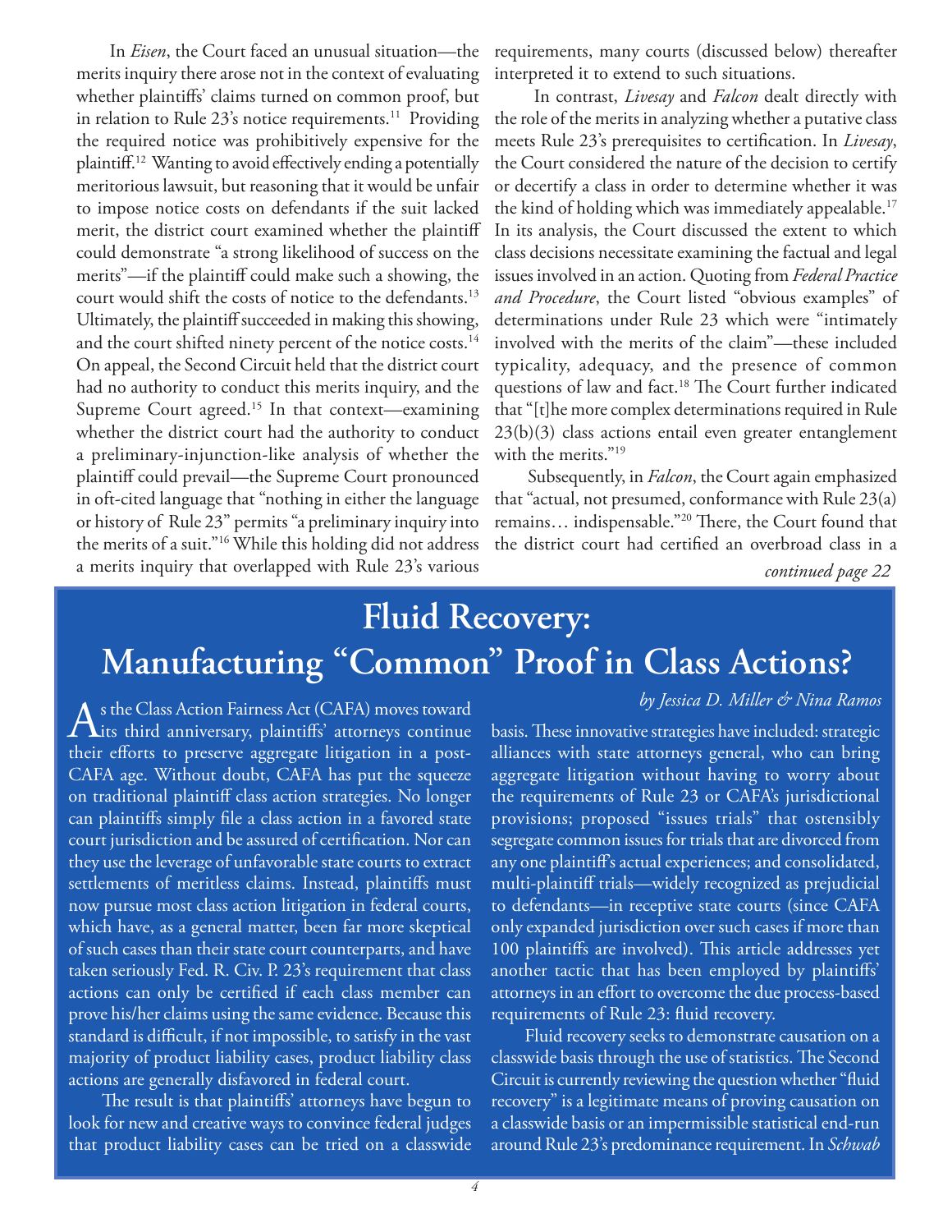In *Eisen*, the Court faced an unusual situation—the merits inquiry there arose not in the context of evaluating whether plaintiffs' claims turned on common proof, but in relation to Rule 23's notice requirements.[11] Providing the required notice was prohibitively expensive for the plaintiff.[12] Wanting to avoid effectively ending a potentially meritorious lawsuit, but reasoning that it would be unfair to impose notice costs on defendants if the suit lacked merit, the district court examined whether the plaintiff could demonstrate "a strong likelihood of success on the merits"—if the plaintiff could make such a showing, the court would shift the costs of notice to the defendants.[13] Ultimately, the plaintiff succeeded in making this showing, and the court shifted ninety percent of the notice costs.[14] On appeal, the Second Circuit held that the district court had no authority to conduct this merits inquiry, and the Supreme Court agreed.[15] In that context—examining whether the district court had the authority to conduct a preliminary-injunction-like analysis of whether the plaintiff could prevail—the Supreme Court pronounced in oft-cited language that "nothing in either the language or history of Rule 23" permits "a preliminary inquiry into the merits of a suit."[16] While this holding did not address a merits inquiry that overlapped with Rule 23's various requirements, many courts (discussed below) thereafter interpreted it to extend to such situations.

In contrast, *Livesay* and *Falcon* dealt directly with the role of the merits in analyzing whether a putative class meets Rule 23's prerequisites to certification. In *Livesay*, the Court considered the nature of the decision to certify or decertify a class in order to determine whether it was the kind of holding which was immediately appealable.[17] In its analysis, the Court discussed the extent to which class decisions necessitate examining the factual and legal issues involved in an action. Quoting from *Federal Practice and Procedure*, the Court listed "obvious examples" of determinations under Rule 23 which were "intimately involved with the merits of the claim"—these included typicality, adequacy, and the presence of common questions of law and fact.[18] The Court further indicated that "[t]he more complex determinations required in Rule 23(b)(3) class actions entail even greater entanglement with the merits."[19]

Subsequently, in *Falcon*, the Court again emphasized that "actual, not presumed, conformance with Rule 23(a) remains… indispensable."[20] There, the Court found that the district court had certified an overbroad class in a

*continued page 22*

# Fluid Recovery: Manufacturing "Common" Proof in Class Actions?

*by Jessica D. Miller & Nina Ramos*

As the Class Action Fairness Act (CAFA) moves toward its third anniversary, plaintiffs' attorneys continue their efforts to preserve aggregate litigation in a post-CAFA age. Without doubt, CAFA has put the squeeze on traditional plaintiff class action strategies. No longer can plaintiffs simply file a class action in a favored state court jurisdiction and be assured of certification. Nor can they use the leverage of unfavorable state courts to extract settlements of meritless claims. Instead, plaintiffs must now pursue most class action litigation in federal courts, which have, as a general matter, been far more skeptical of such cases than their state court counterparts, and have taken seriously Fed. R. Civ. P. 23's requirement that class actions can only be certified if each class member can prove his/her claims using the same evidence. Because this standard is difficult, if not impossible, to satisfy in the vast majority of product liability cases, product liability class actions are generally disfavored in federal court.

The result is that plaintiffs' attorneys have begun to look for new and creative ways to convince federal judges that product liability cases can be tried on a classwide basis. These innovative strategies have included: strategic alliances with state attorneys general, who can bring aggregate litigation without having to worry about the requirements of Rule 23 or CAFA's jurisdictional provisions; proposed "issues trials" that ostensibly segregate common issues for trials that are divorced from any one plaintiff's actual experiences; and consolidated, multi-plaintiff trials—widely recognized as prejudicial to defendants—in receptive state courts (since CAFA only expanded jurisdiction over such cases if more than 100 plaintiffs are involved). This article addresses yet another tactic that has been employed by plaintiffs' attorneys in an effort to overcome the due process-based requirements of Rule 23: fluid recovery.

Fluid recovery seeks to demonstrate causation on a classwide basis through the use of statistics. The Second Circuit is currently reviewing the question whether "fluid recovery" is a legitimate means of proving causation on a classwide basis or an impermissible statistical end-run around Rule 23's predominance requirement. In *Schwab*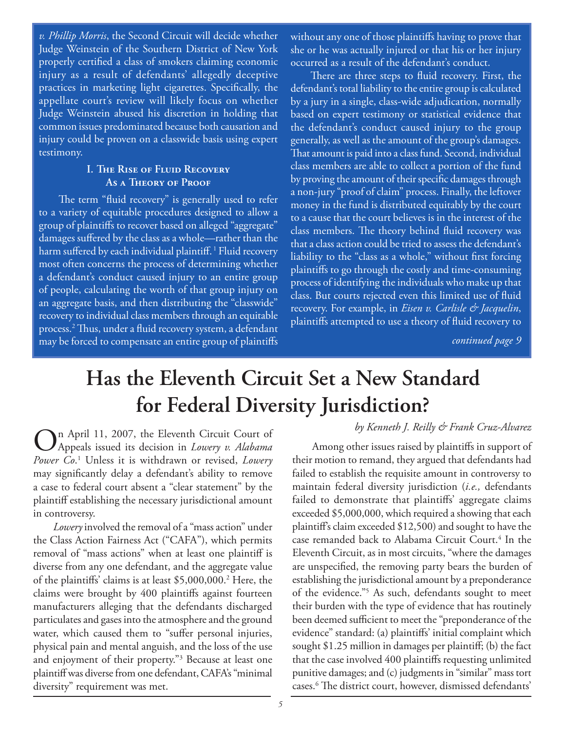*v. Phillip Morris*, the Second Circuit will decide whether Judge Weinstein of the Southern District of New York properly certified a class of smokers claiming economic injury as a result of defendants' allegedly deceptive practices in marketing light cigarettes. Specifically, the appellate court's review will likely focus on whether Judge Weinstein abused his discretion in holding that common issues predominated because both causation and injury could be proven on a classwide basis using expert testimony.

### I. The Rise of Fluid Recovery As a Theory of Proof

The term "fluid recovery" is generally used to refer to a variety of equitable procedures designed to allow a group of plaintiffs to recover based on alleged "aggregate" damages suffered by the class as a whole—rather than the harm suffered by each individual plaintiff.[1] Fluid recovery most often concerns the process of determining whether a defendant's conduct caused injury to an entire group of people, calculating the worth of that group injury on an aggregate basis, and then distributing the "classwide" recovery to individual class members through an equitable process.[2] Thus, under a fluid recovery system, a defendant may be forced to compensate an entire group of plaintiffs without any one of those plaintiffs having to prove that she or he was actually injured or that his or her injury occurred as a result of the defendant's conduct.

There are three steps to fluid recovery. First, the defendant's total liability to the entire group is calculated by a jury in a single, class-wide adjudication, normally based on expert testimony or statistical evidence that the defendant's conduct caused injury to the group generally, as well as the amount of the group's damages. That amount is paid into a class fund. Second, individual class members are able to collect a portion of the fund by proving the amount of their specific damages through a non-jury "proof of claim" process. Finally, the leftover money in the fund is distributed equitably by the court to a cause that the court believes is in the interest of the class members. The theory behind fluid recovery was that a class action could be tried to assess the defendant's liability to the "class as a whole," without first forcing plaintiffs to go through the costly and time-consuming process of identifying the individuals who make up that class. But courts rejected even this limited use of fluid recovery. For example, in *Eisen v. Carlisle & Jacquelin*, plaintiffs attempted to use a theory of fluid recovery to

*continued page 9*

# Has the Eleventh Circuit Set a New Standard for Federal Diversity Jurisdiction?

*by Kenneth J. Reilly & Frank Cruz-Alvarez*

On April 11, 2007, the Eleventh Circuit Court of Appeals issued its decision in *Lowery v. Alabama Power Co.*[1] Unless it is withdrawn or revised, *Lowery* may significantly delay a defendant's ability to remove a case to federal court absent a "clear statement" by the plaintiff establishing the necessary jurisdictional amount in controversy.

*Lowery* involved the removal of a "mass action" under the Class Action Fairness Act ("CAFA"), which permits removal of "mass actions" when at least one plaintiff is diverse from any one defendant, and the aggregate value of the plaintiffs' claims is at least $5,000,000.[2] Here, the claims were brought by 400 plaintiffs against fourteen manufacturers alleging that the defendants discharged particulates and gases into the atmosphere and the ground water, which caused them to "suffer personal injuries, physical pain and mental anguish, and the loss of the use and enjoyment of their property."[3] Because at least one plaintiff was diverse from one defendant, CAFA's "minimal diversity" requirement was met.

Among other issues raised by plaintiffs in support of their motion to remand, they argued that defendants had failed to establish the requisite amount in controversy to maintain federal diversity jurisdiction (*i.e.,* defendants failed to demonstrate that plaintiffs' aggregate claims exceeded $5,000,000, which required a showing that each plaintiff's claim exceeded $12,500) and sought to have the case remanded back to Alabama Circuit Court.[4] In the Eleventh Circuit, as in most circuits, "where the damages are unspecified, the removing party bears the burden of establishing the jurisdictional amount by a preponderance of the evidence."[5] As such, defendants sought to meet their burden with the type of evidence that has routinely been deemed sufficient to meet the "preponderance of the evidence" standard: (a) plaintiffs' initial complaint which sought $1.25 million in damages per plaintiff; (b) the fact that the case involved 400 plaintiffs requesting unlimited punitive damages; and (c) judgments in "similar" mass tort cases.[6] The district court, however, dismissed defendants'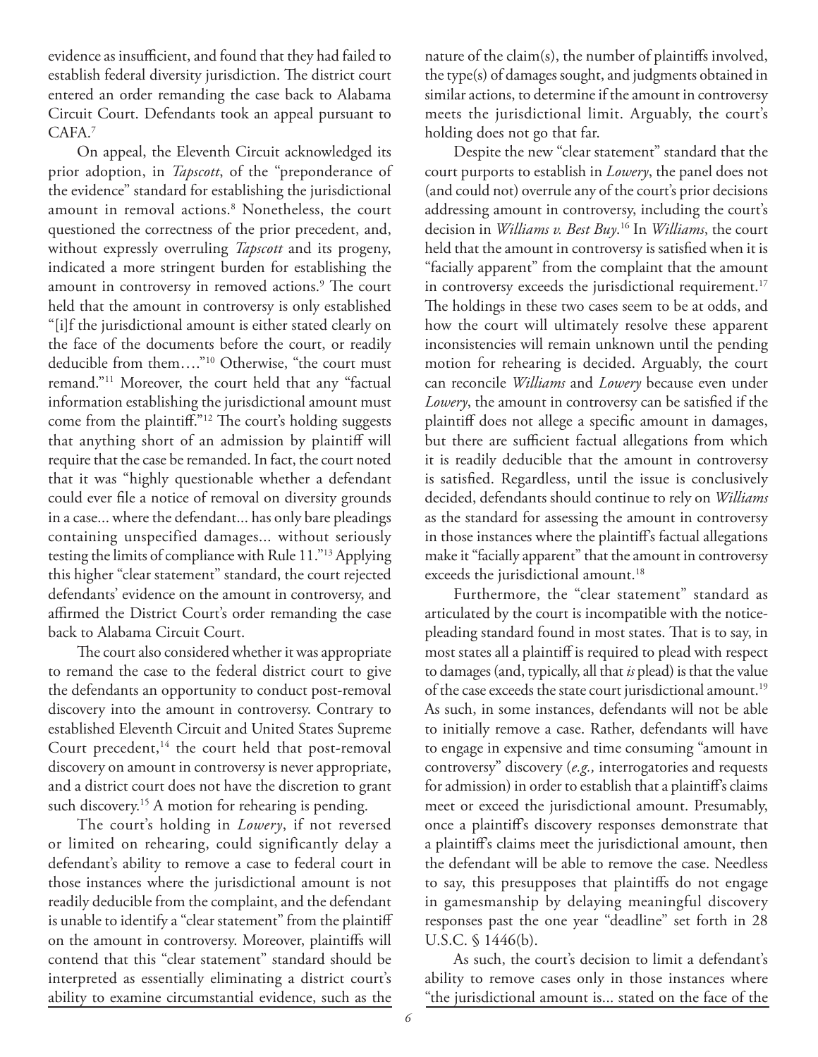evidence as insufficient, and found that they had failed to establish federal diversity jurisdiction. The district court entered an order remanding the case back to Alabama Circuit Court. Defendants took an appeal pursuant to CAFA.[7]

On appeal, the Eleventh Circuit acknowledged its prior adoption, in *Tapscott*, of the "preponderance of the evidence" standard for establishing the jurisdictional amount in removal actions.[8] Nonetheless, the court questioned the correctness of the prior precedent, and, without expressly overruling *Tapscott* and its progeny, indicated a more stringent burden for establishing the amount in controversy in removed actions.[9] The court held that the amount in controversy is only established "[i]f the jurisdictional amount is either stated clearly on the face of the documents before the court, or readily deducible from them…."[10] Otherwise, "the court must remand."[11] Moreover, the court held that any "factual information establishing the jurisdictional amount must come from the plaintiff."[12] The court's holding suggests that anything short of an admission by plaintiff will require that the case be remanded. In fact, the court noted that it was "highly questionable whether a defendant could ever file a notice of removal on diversity grounds in a case... where the defendant... has only bare pleadings containing unspecified damages... without seriously testing the limits of compliance with Rule 11."[13] Applying this higher "clear statement" standard, the court rejected defendants' evidence on the amount in controversy, and affirmed the District Court's order remanding the case back to Alabama Circuit Court.

The court also considered whether it was appropriate to remand the case to the federal district court to give the defendants an opportunity to conduct post-removal discovery into the amount in controversy. Contrary to established Eleventh Circuit and United States Supreme Court precedent,[14] the court held that post-removal discovery on amount in controversy is never appropriate, and a district court does not have the discretion to grant such discovery.[15] A motion for rehearing is pending.

The court's holding in *Lowery*, if not reversed or limited on rehearing, could significantly delay a defendant's ability to remove a case to federal court in those instances where the jurisdictional amount is not readily deducible from the complaint, and the defendant is unable to identify a "clear statement" from the plaintiff on the amount in controversy. Moreover, plaintiffs will contend that this "clear statement" standard should be interpreted as essentially eliminating a district court's ability to examine circumstantial evidence, such as the nature of the claim(s), the number of plaintiffs involved, the type(s) of damages sought, and judgments obtained in similar actions, to determine if the amount in controversy meets the jurisdictional limit. Arguably, the court's holding does not go that far.

Despite the new "clear statement" standard that the court purports to establish in *Lowery*, the panel does not (and could not) overrule any of the court's prior decisions addressing amount in controversy, including the court's decision in *Williams v. Best Buy*.[16] In *Williams*, the court held that the amount in controversy is satisfied when it is "facially apparent" from the complaint that the amount in controversy exceeds the jurisdictional requirement.[17] The holdings in these two cases seem to be at odds, and how the court will ultimately resolve these apparent inconsistencies will remain unknown until the pending motion for rehearing is decided. Arguably, the court can reconcile *Williams* and *Lowery* because even under *Lowery*, the amount in controversy can be satisfied if the plaintiff does not allege a specific amount in damages, but there are sufficient factual allegations from which it is readily deducible that the amount in controversy is satisfied. Regardless, until the issue is conclusively decided, defendants should continue to rely on *Williams* as the standard for assessing the amount in controversy in those instances where the plaintiff's factual allegations make it "facially apparent" that the amount in controversy exceeds the jurisdictional amount.[18]

Furthermore, the "clear statement" standard as articulated by the court is incompatible with the notice-pleading standard found in most states. That is to say, in most states all a plaintiff is required to plead with respect to damages (and, typically, all that *is* plead) is that the value of the case exceeds the state court jurisdictional amount.[19] As such, in some instances, defendants will not be able to initially remove a case. Rather, defendants will have to engage in expensive and time consuming "amount in controversy" discovery (*e.g.,* interrogatories and requests for admission) in order to establish that a plaintiff's claims meet or exceed the jurisdictional amount. Presumably, once a plaintiff's discovery responses demonstrate that a plaintiff's claims meet the jurisdictional amount, then the defendant will be able to remove the case. Needless to say, this presupposes that plaintiffs do not engage in gamesmanship by delaying meaningful discovery responses past the one year "deadline" set forth in 28 U.S.C. § 1446(b).

As such, the court's decision to limit a defendant's ability to remove cases only in those instances where "the jurisdictional amount is... stated on the face of the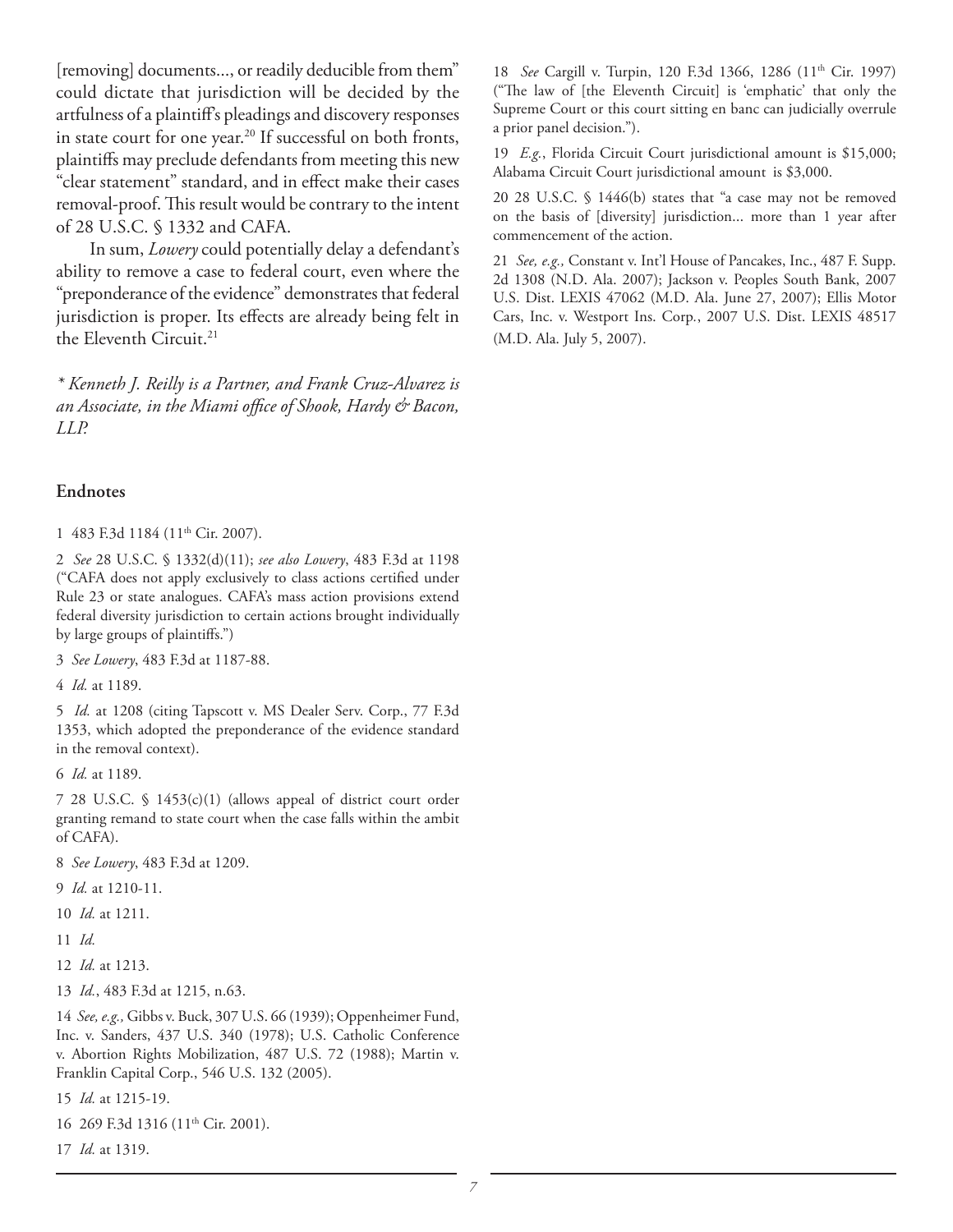[removing] documents..., or readily deducible from them" could dictate that jurisdiction will be decided by the artfulness of a plaintiff's pleadings and discovery responses in state court for one year.[20] If successful on both fronts, plaintiffs may preclude defendants from meeting this new "clear statement" standard, and in effect make their cases removal-proof. This result would be contrary to the intent of 28 U.S.C. § 1332 and CAFA.

In sum, *Lowery* could potentially delay a defendant's ability to remove a case to federal court, even where the "preponderance of the evidence" demonstrates that federal jurisdiction is proper. Its effects are already being felt in the Eleventh Circuit.[21]

*\* Kenneth J. Reilly is a Partner, and Frank Cruz-Alvarez is an Associate, in the Miami office of Shook, Hardy & Bacon, LLP.*

### Endnotes

1 483 F.3d 1184 (11th Cir. 2007).

2 *See* 28 U.S.C. § 1332(d)(11); *see also Lowery*, 483 F.3d at 1198 ("CAFA does not apply exclusively to class actions certified under Rule 23 or state analogues. CAFA's mass action provisions extend federal diversity jurisdiction to certain actions brought individually by large groups of plaintiffs.")

3 *See Lowery*, 483 F.3d at 1187-88.

4 *Id.* at 1189.

5 *Id.* at 1208 (citing Tapscott v. MS Dealer Serv. Corp., 77 F.3d 1353, which adopted the preponderance of the evidence standard in the removal context).

6 *Id.* at 1189.

7 28 U.S.C. § 1453(c)(1) (allows appeal of district court order granting remand to state court when the case falls within the ambit of CAFA).

8 *See Lowery*, 483 F.3d at 1209.

9 *Id.* at 1210-11.

10 *Id.* at 1211.

11 *Id.*

12 *Id.* at 1213.

13 *Id.*, 483 F.3d at 1215, n.63.

14 *See, e.g.,* Gibbs v. Buck, 307 U.S. 66 (1939); Oppenheimer Fund, Inc. v. Sanders, 437 U.S. 340 (1978); U.S. Catholic Conference v. Abortion Rights Mobilization, 487 U.S. 72 (1988); Martin v. Franklin Capital Corp., 546 U.S. 132 (2005).

15 *Id.* at 1215-19.

16 269 F.3d 1316 (11th Cir. 2001).

17 *Id.* at 1319.

18 *See* Cargill v. Turpin, 120 F.3d 1366, 1286 (11th Cir. 1997) ("The law of [the Eleventh Circuit] is 'emphatic' that only the Supreme Court or this court sitting en banc can judicially overrule a prior panel decision.").

19 *E.g.*, Florida Circuit Court jurisdictional amount is $15,000; Alabama Circuit Court jurisdictional amount is $3,000.

20 28 U.S.C. § 1446(b) states that "a case may not be removed on the basis of [diversity] jurisdiction... more than 1 year after commencement of the action.

21 *See, e.g.,* Constant v. Int'l House of Pancakes, Inc., 487 F. Supp. 2d 1308 (N.D. Ala. 2007); Jackson v. Peoples South Bank, 2007 U.S. Dist. LEXIS 47062 (M.D. Ala. June 27, 2007); Ellis Motor Cars, Inc. v. Westport Ins. Corp., 2007 U.S. Dist. LEXIS 48517 (M.D. Ala. July 5, 2007).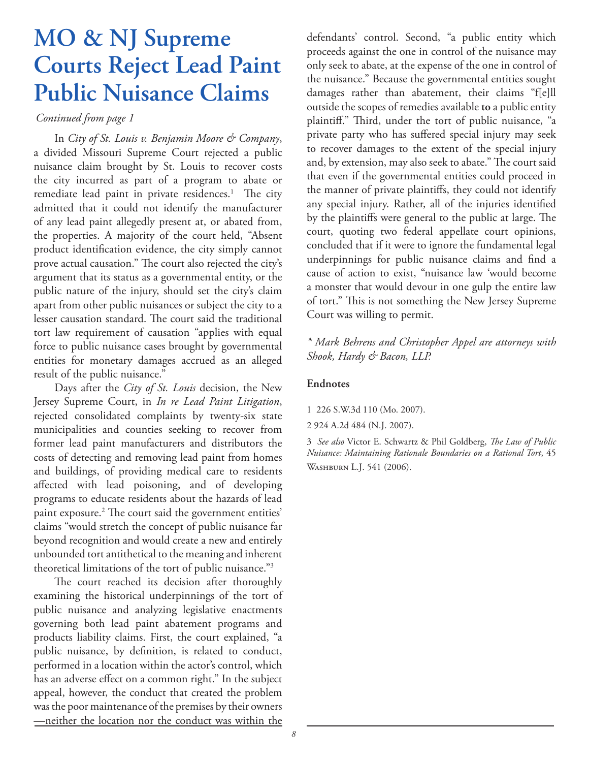# MO & NJ Supreme Courts Reject Lead Paint Public Nuisance Claims

*Continued from page 1*

In *City of St. Louis v. Benjamin Moore & Company*, a divided Missouri Supreme Court rejected a public nuisance claim brought by St. Louis to recover costs the city incurred as part of a program to abate or remediate lead paint in private residences.[1] The city admitted that it could not identify the manufacturer of any lead paint allegedly present at, or abated from, the properties. A majority of the court held, "Absent product identification evidence, the city simply cannot prove actual causation." The court also rejected the city's argument that its status as a governmental entity, or the public nature of the injury, should set the city's claim apart from other public nuisances or subject the city to a lesser causation standard. The court said the traditional tort law requirement of causation "applies with equal force to public nuisance cases brought by governmental entities for monetary damages accrued as an alleged result of the public nuisance."

Days after the *City of St. Louis* decision, the New Jersey Supreme Court, in *In re Lead Paint Litigation*, rejected consolidated complaints by twenty-six state municipalities and counties seeking to recover from former lead paint manufacturers and distributors the costs of detecting and removing lead paint from homes and buildings, of providing medical care to residents affected with lead poisoning, and of developing programs to educate residents about the hazards of lead paint exposure.[2] The court said the government entities' claims "would stretch the concept of public nuisance far beyond recognition and would create a new and entirely unbounded tort antithetical to the meaning and inherent theoretical limitations of the tort of public nuisance."[3]

The court reached its decision after thoroughly examining the historical underpinnings of the tort of public nuisance and analyzing legislative enactments governing both lead paint abatement programs and products liability claims. First, the court explained, "a public nuisance, by definition, is related to conduct, performed in a location within the actor's control, which has an adverse effect on a common right." In the subject appeal, however, the conduct that created the problem was the poor maintenance of the premises by their owners —neither the location nor the conduct was within the defendants' control. Second, "a public entity which proceeds against the one in control of the nuisance may only seek to abate, at the expense of the one in control of the nuisance." Because the governmental entities sought damages rather than abatement, their claims "f[e]ll outside the scopes of remedies available **to** a public entity plaintiff." Third, under the tort of public nuisance, "a private party who has suffered special injury may seek to recover damages to the extent of the special injury and, by extension, may also seek to abate." The court said that even if the governmental entities could proceed in the manner of private plaintiffs, they could not identify any special injury. Rather, all of the injuries identified by the plaintiffs were general to the public at large. The court, quoting two federal appellate court opinions, concluded that if it were to ignore the fundamental legal underpinnings for public nuisance claims and find a cause of action to exist, "nuisance law 'would become a monster that would devour in one gulp the entire law of tort." This is not something the New Jersey Supreme Court was willing to permit.

*\* Mark Behrens and Christopher Appel are attorneys with Shook, Hardy & Bacon, LLP.*

### Endnotes

1 226 S.W.3d 110 (Mo. 2007).

2 924 A.2d 484 (N.J. 2007).

3 *See also* Victor E. Schwartz & Phil Goldberg, *The Law of Public Nuisance: Maintaining Rationale Boundaries on a Rational Tort*, 45 Washburn L.J. 541 (2006).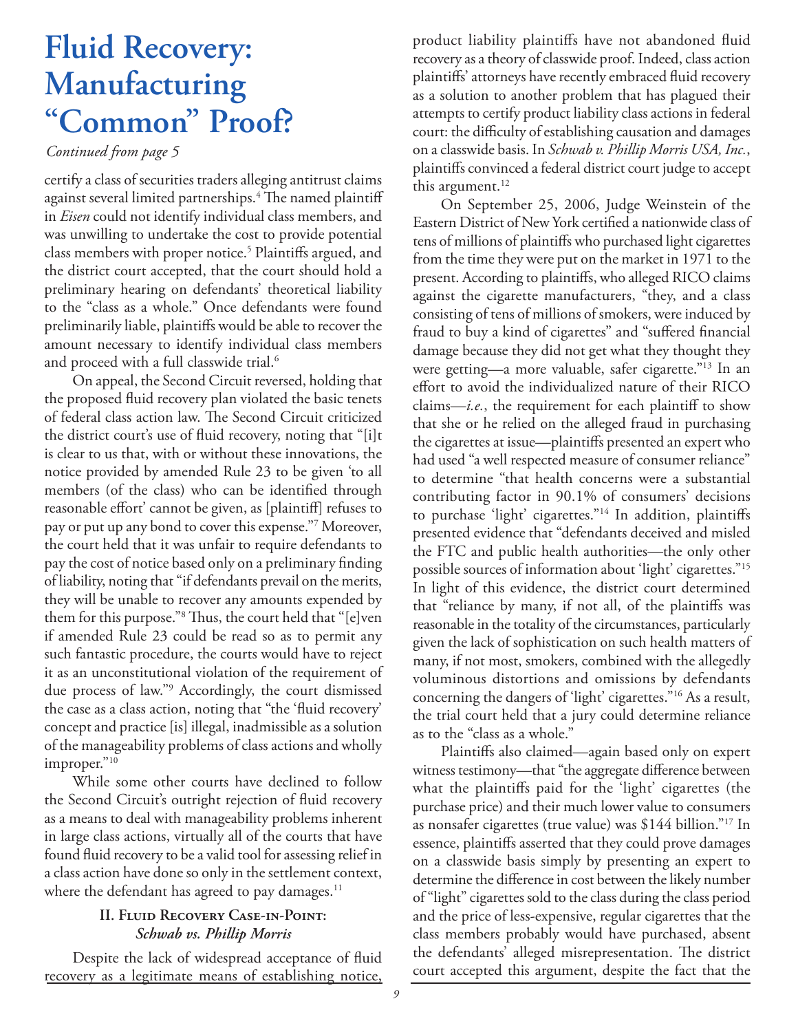# Fluid Recovery: Manufacturing "Common" Proof?

*Continued from page 5*

certify a class of securities traders alleging antitrust claims against several limited partnerships.[4] The named plaintiff in *Eisen* could not identify individual class members, and was unwilling to undertake the cost to provide potential class members with proper notice.[5] Plaintiffs argued, and the district court accepted, that the court should hold a preliminary hearing on defendants' theoretical liability to the "class as a whole." Once defendants were found preliminarily liable, plaintiffs would be able to recover the amount necessary to identify individual class members and proceed with a full classwide trial.[6]

On appeal, the Second Circuit reversed, holding that the proposed fluid recovery plan violated the basic tenets of federal class action law. The Second Circuit criticized the district court's use of fluid recovery, noting that "[i]t is clear to us that, with or without these innovations, the notice provided by amended Rule 23 to be given 'to all members (of the class) who can be identified through reasonable effort' cannot be given, as [plaintiff] refuses to pay or put up any bond to cover this expense."[7] Moreover, the court held that it was unfair to require defendants to pay the cost of notice based only on a preliminary finding of liability, noting that "if defendants prevail on the merits, they will be unable to recover any amounts expended by them for this purpose."[8] Thus, the court held that "[e]ven if amended Rule 23 could be read so as to permit any such fantastic procedure, the courts would have to reject it as an unconstitutional violation of the requirement of due process of law."[9] Accordingly, the court dismissed the case as a class action, noting that "the 'fluid recovery' concept and practice [is] illegal, inadmissible as a solution of the manageability problems of class actions and wholly improper."[10]

While some other courts have declined to follow the Second Circuit's outright rejection of fluid recovery as a means to deal with manageability problems inherent in large class actions, virtually all of the courts that have found fluid recovery to be a valid tool for assessing relief in a class action have done so only in the settlement context, where the defendant has agreed to pay damages.[11]

## II. Fluid Recovery Case-in-Point: *Schwab vs. Phillip Morris*

Despite the lack of widespread acceptance of fluid recovery as a legitimate means of establishing notice, product liability plaintiffs have not abandoned fluid recovery as a theory of classwide proof. Indeed, class action plaintiffs' attorneys have recently embraced fluid recovery as a solution to another problem that has plagued their attempts to certify product liability class actions in federal court: the difficulty of establishing causation and damages on a classwide basis. In *Schwab v. Phillip Morris USA, Inc.*, plaintiffs convinced a federal district court judge to accept this argument.[12]

On September 25, 2006, Judge Weinstein of the Eastern District of New York certified a nationwide class of tens of millions of plaintiffs who purchased light cigarettes from the time they were put on the market in 1971 to the present. According to plaintiffs, who alleged RICO claims against the cigarette manufacturers, "they, and a class consisting of tens of millions of smokers, were induced by fraud to buy a kind of cigarettes" and "suffered financial damage because they did not get what they thought they were getting—a more valuable, safer cigarette."[13] In an effort to avoid the individualized nature of their RICO claims—*i.e.*, the requirement for each plaintiff to show that she or he relied on the alleged fraud in purchasing the cigarettes at issue—plaintiffs presented an expert who had used "a well respected measure of consumer reliance" to determine "that health concerns were a substantial contributing factor in 90.1% of consumers' decisions to purchase 'light' cigarettes."[14] In addition, plaintiffs presented evidence that "defendants deceived and misled the FTC and public health authorities—the only other possible sources of information about 'light' cigarettes."[15] In light of this evidence, the district court determined that "reliance by many, if not all, of the plaintiffs was reasonable in the totality of the circumstances, particularly given the lack of sophistication on such health matters of many, if not most, smokers, combined with the allegedly voluminous distortions and omissions by defendants concerning the dangers of 'light' cigarettes."[16] As a result, the trial court held that a jury could determine reliance as to the "class as a whole."

Plaintiffs also claimed—again based only on expert witness testimony—that "the aggregate difference between what the plaintiffs paid for the 'light' cigarettes (the purchase price) and their much lower value to consumers as nonsafer cigarettes (true value) was $144 billion."[17] In essence, plaintiffs asserted that they could prove damages on a classwide basis simply by presenting an expert to determine the difference in cost between the likely number of "light" cigarettes sold to the class during the class period and the price of less-expensive, regular cigarettes that the class members probably would have purchased, absent the defendants' alleged misrepresentation. The district court accepted this argument, despite the fact that the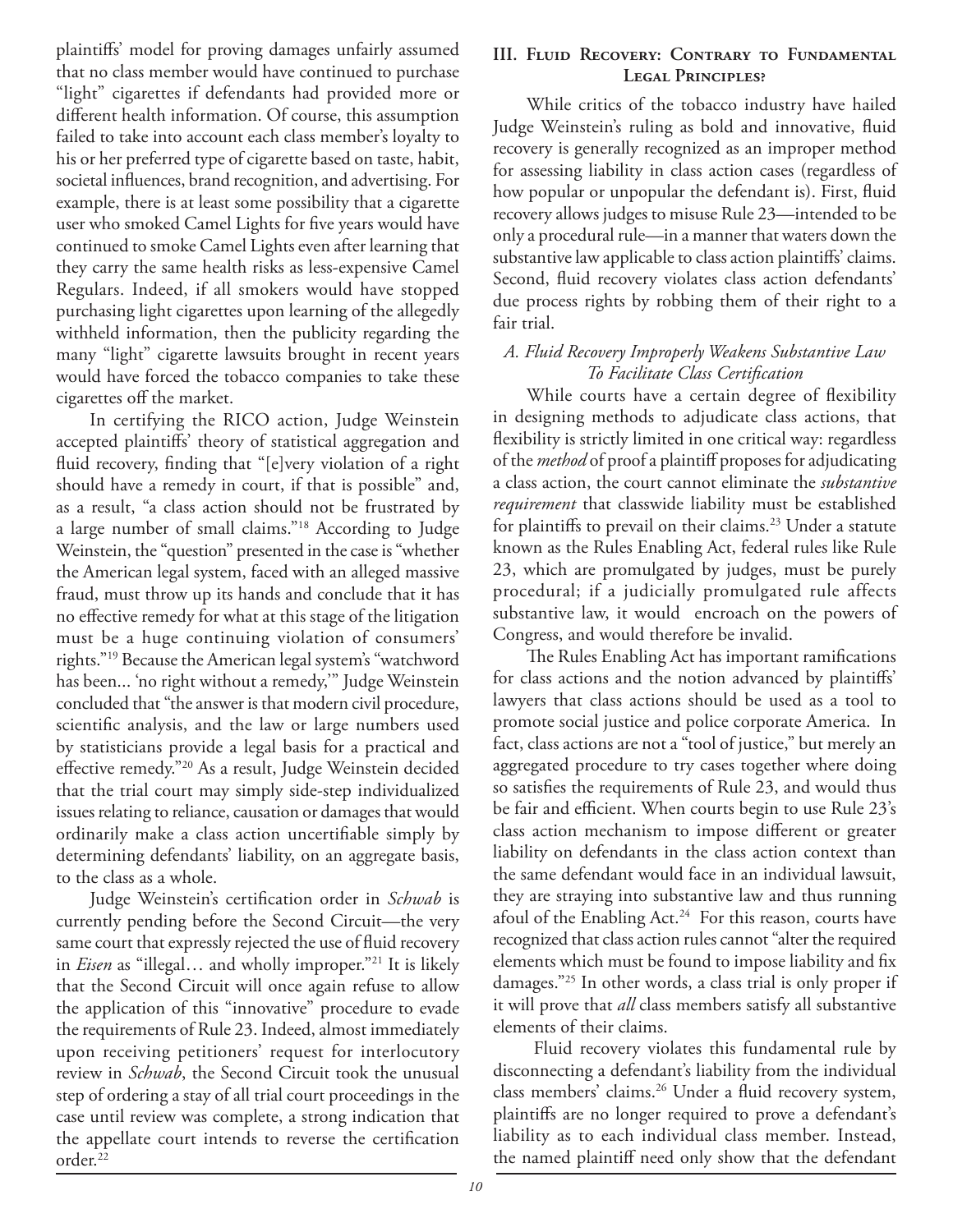plaintiffs' model for proving damages unfairly assumed that no class member would have continued to purchase "light" cigarettes if defendants had provided more or different health information. Of course, this assumption failed to take into account each class member's loyalty to his or her preferred type of cigarette based on taste, habit, societal influences, brand recognition, and advertising. For example, there is at least some possibility that a cigarette user who smoked Camel Lights for five years would have continued to smoke Camel Lights even after learning that they carry the same health risks as less-expensive Camel Regulars. Indeed, if all smokers would have stopped purchasing light cigarettes upon learning of the allegedly withheld information, then the publicity regarding the many "light" cigarette lawsuits brought in recent years would have forced the tobacco companies to take these cigarettes off the market.

In certifying the RICO action, Judge Weinstein accepted plaintiffs' theory of statistical aggregation and fluid recovery, finding that "[e]very violation of a right should have a remedy in court, if that is possible" and, as a result, "a class action should not be frustrated by a large number of small claims."[18] According to Judge Weinstein, the "question" presented in the case is "whether the American legal system, faced with an alleged massive fraud, must throw up its hands and conclude that it has no effective remedy for what at this stage of the litigation must be a huge continuing violation of consumers' rights."[19] Because the American legal system's "watchword has been... 'no right without a remedy,'" Judge Weinstein concluded that "the answer is that modern civil procedure, scientific analysis, and the law or large numbers used by statisticians provide a legal basis for a practical and effective remedy."[20] As a result, Judge Weinstein decided that the trial court may simply side-step individualized issues relating to reliance, causation or damages that would ordinarily make a class action uncertifiable simply by determining defendants' liability, on an aggregate basis, to the class as a whole.

Judge Weinstein's certification order in *Schwab* is currently pending before the Second Circuit—the very same court that expressly rejected the use of fluid recovery in *Eisen* as "illegal… and wholly improper."[21] It is likely that the Second Circuit will once again refuse to allow the application of this "innovative" procedure to evade the requirements of Rule 23. Indeed, almost immediately upon receiving petitioners' request for interlocutory review in *Schwab*, the Second Circuit took the unusual step of ordering a stay of all trial court proceedings in the case until review was complete, a strong indication that the appellate court intends to reverse the certification order.[22]

## III. Fluid Recovery: Contrary to Fundamental Legal Principles?

While critics of the tobacco industry have hailed Judge Weinstein's ruling as bold and innovative, fluid recovery is generally recognized as an improper method for assessing liability in class action cases (regardless of how popular or unpopular the defendant is). First, fluid recovery allows judges to misuse Rule 23—intended to be only a procedural rule—in a manner that waters down the substantive law applicable to class action plaintiffs' claims. Second, fluid recovery violates class action defendants' due process rights by robbing them of their right to a fair trial.

### *A. Fluid Recovery Improperly Weakens Substantive Law To Facilitate Class Certification*

While courts have a certain degree of flexibility in designing methods to adjudicate class actions, that flexibility is strictly limited in one critical way: regardless of the *method* of proof a plaintiff proposes for adjudicating a class action, the court cannot eliminate the *substantive requirement* that classwide liability must be established for plaintiffs to prevail on their claims.[23] Under a statute known as the Rules Enabling Act, federal rules like Rule 23, which are promulgated by judges, must be purely procedural; if a judicially promulgated rule affects substantive law, it would encroach on the powers of Congress, and would therefore be invalid.

The Rules Enabling Act has important ramifications for class actions and the notion advanced by plaintiffs' lawyers that class actions should be used as a tool to promote social justice and police corporate America. In fact, class actions are not a "tool of justice," but merely an aggregated procedure to try cases together where doing so satisfies the requirements of Rule 23, and would thus be fair and efficient. When courts begin to use Rule 23's class action mechanism to impose different or greater liability on defendants in the class action context than the same defendant would face in an individual lawsuit, they are straying into substantive law and thus running afoul of the Enabling Act.[24] For this reason, courts have recognized that class action rules cannot "alter the required elements which must be found to impose liability and fix damages."[25] In other words, a class trial is only proper if it will prove that *all* class members satisfy all substantive elements of their claims.

Fluid recovery violates this fundamental rule by disconnecting a defendant's liability from the individual class members' claims.[26] Under a fluid recovery system, plaintiffs are no longer required to prove a defendant's liability as to each individual class member. Instead, the named plaintiff need only show that the defendant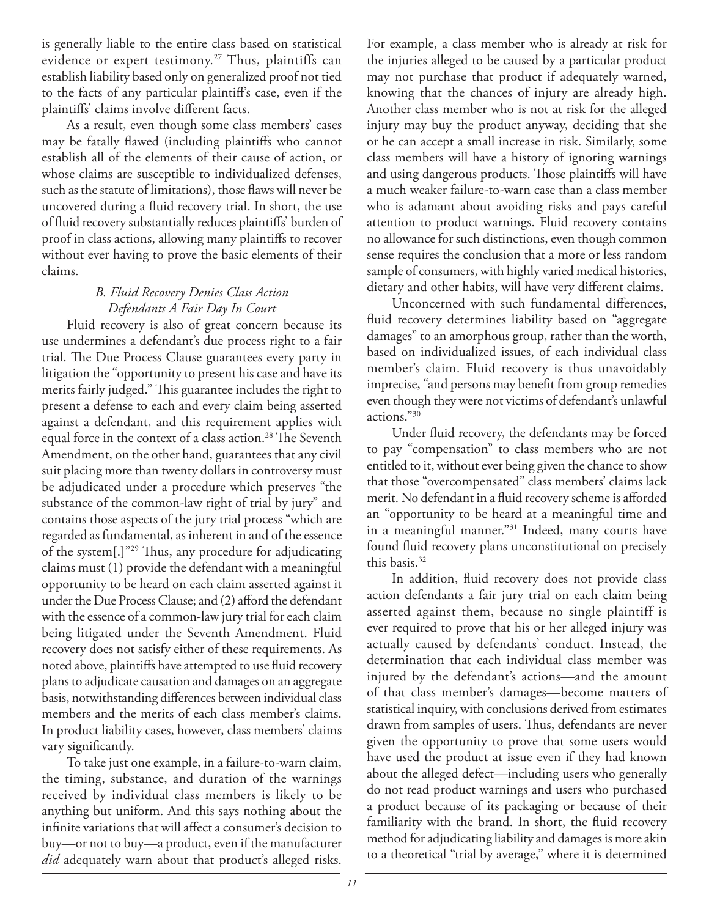is generally liable to the entire class based on statistical evidence or expert testimony.[27] Thus, plaintiffs can establish liability based only on generalized proof not tied to the facts of any particular plaintiff's case, even if the plaintiffs' claims involve different facts.

As a result, even though some class members' cases may be fatally flawed (including plaintiffs who cannot establish all of the elements of their cause of action, or whose claims are susceptible to individualized defenses, such as the statute of limitations), those flaws will never be uncovered during a fluid recovery trial. In short, the use of fluid recovery substantially reduces plaintiffs' burden of proof in class actions, allowing many plaintiffs to recover without ever having to prove the basic elements of their claims.

### *B. Fluid Recovery Denies Class Action Defendants A Fair Day In Court*

Fluid recovery is also of great concern because its use undermines a defendant's due process right to a fair trial. The Due Process Clause guarantees every party in litigation the "opportunity to present his case and have its merits fairly judged." This guarantee includes the right to present a defense to each and every claim being asserted against a defendant, and this requirement applies with equal force in the context of a class action.[28] The Seventh Amendment, on the other hand, guarantees that any civil suit placing more than twenty dollars in controversy must be adjudicated under a procedure which preserves "the substance of the common-law right of trial by jury" and contains those aspects of the jury trial process "which are regarded as fundamental, as inherent in and of the essence of the system[.]"[29] Thus, any procedure for adjudicating claims must (1) provide the defendant with a meaningful opportunity to be heard on each claim asserted against it under the Due Process Clause; and (2) afford the defendant with the essence of a common-law jury trial for each claim being litigated under the Seventh Amendment. Fluid recovery does not satisfy either of these requirements. As noted above, plaintiffs have attempted to use fluid recovery plans to adjudicate causation and damages on an aggregate basis, notwithstanding differences between individual class members and the merits of each class member's claims. In product liability cases, however, class members' claims vary significantly.

To take just one example, in a failure-to-warn claim, the timing, substance, and duration of the warnings received by individual class members is likely to be anything but uniform. And this says nothing about the infinite variations that will affect a consumer's decision to buy—or not to buy—a product, even if the manufacturer *did* adequately warn about that product's alleged risks. For example, a class member who is already at risk for the injuries alleged to be caused by a particular product may not purchase that product if adequately warned, knowing that the chances of injury are already high. Another class member who is not at risk for the alleged injury may buy the product anyway, deciding that she or he can accept a small increase in risk. Similarly, some class members will have a history of ignoring warnings and using dangerous products. Those plaintiffs will have a much weaker failure-to-warn case than a class member who is adamant about avoiding risks and pays careful attention to product warnings. Fluid recovery contains no allowance for such distinctions, even though common sense requires the conclusion that a more or less random sample of consumers, with highly varied medical histories, dietary and other habits, will have very different claims.

Unconcerned with such fundamental differences, fluid recovery determines liability based on "aggregate damages" to an amorphous group, rather than the worth, based on individualized issues, of each individual class member's claim. Fluid recovery is thus unavoidably imprecise, "and persons may benefit from group remedies even though they were not victims of defendant's unlawful actions."[30]

Under fluid recovery, the defendants may be forced to pay "compensation" to class members who are not entitled to it, without ever being given the chance to show that those "overcompensated" class members' claims lack merit. No defendant in a fluid recovery scheme is afforded an "opportunity to be heard at a meaningful time and in a meaningful manner."[31] Indeed, many courts have found fluid recovery plans unconstitutional on precisely this basis.[32]

In addition, fluid recovery does not provide class action defendants a fair jury trial on each claim being asserted against them, because no single plaintiff is ever required to prove that his or her alleged injury was actually caused by defendants' conduct. Instead, the determination that each individual class member was injured by the defendant's actions—and the amount of that class member's damages—become matters of statistical inquiry, with conclusions derived from estimates drawn from samples of users. Thus, defendants are never given the opportunity to prove that some users would have used the product at issue even if they had known about the alleged defect—including users who generally do not read product warnings and users who purchased a product because of its packaging or because of their familiarity with the brand. In short, the fluid recovery method for adjudicating liability and damages is more akin to a theoretical "trial by average," where it is determined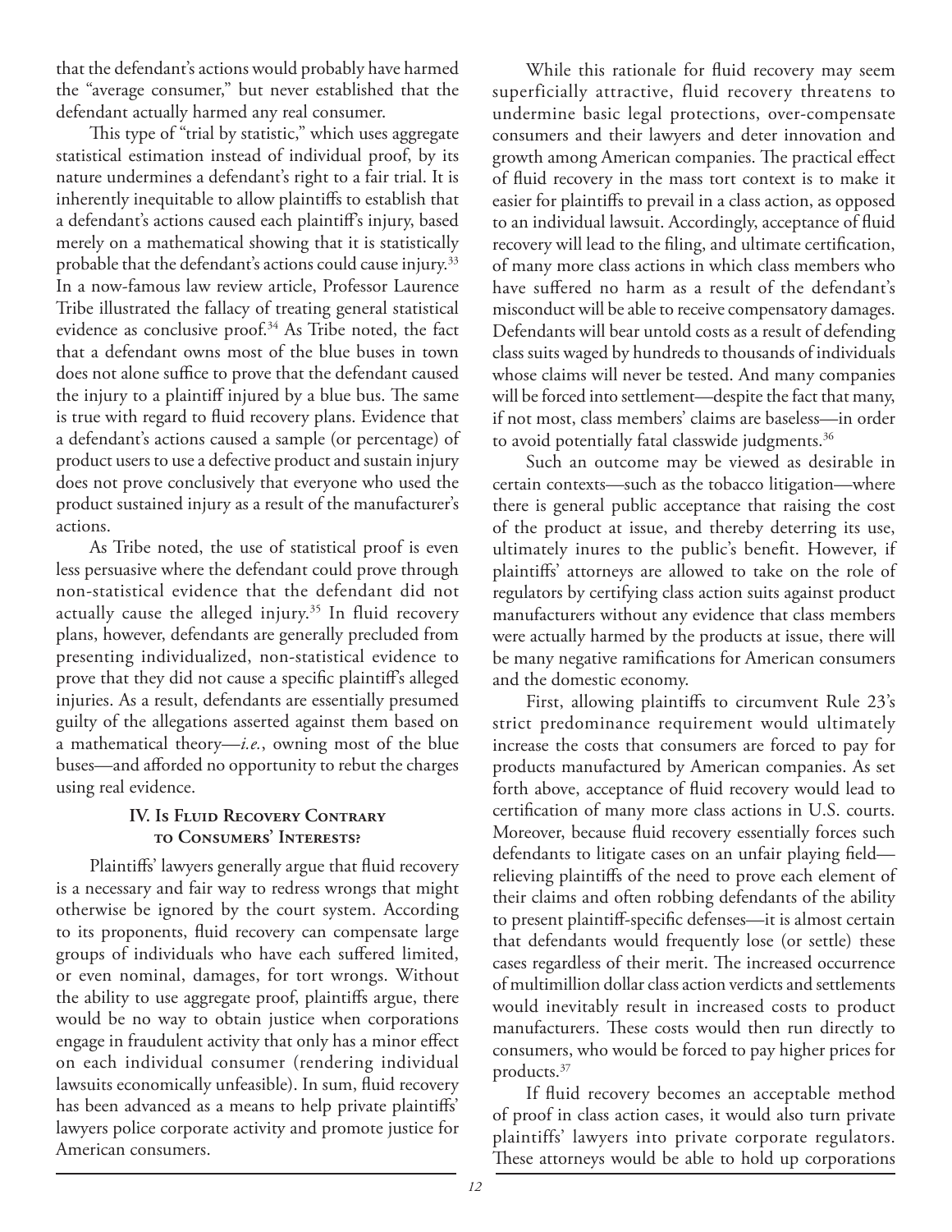that the defendant's actions would probably have harmed the "average consumer," but never established that the defendant actually harmed any real consumer.

This type of "trial by statistic," which uses aggregate statistical estimation instead of individual proof, by its nature undermines a defendant's right to a fair trial. It is inherently inequitable to allow plaintiffs to establish that a defendant's actions caused each plaintiff's injury, based merely on a mathematical showing that it is statistically probable that the defendant's actions could cause injury.[33] In a now-famous law review article, Professor Laurence Tribe illustrated the fallacy of treating general statistical evidence as conclusive proof.[34] As Tribe noted, the fact that a defendant owns most of the blue buses in town does not alone suffice to prove that the defendant caused the injury to a plaintiff injured by a blue bus. The same is true with regard to fluid recovery plans. Evidence that a defendant's actions caused a sample (or percentage) of product users to use a defective product and sustain injury does not prove conclusively that everyone who used the product sustained injury as a result of the manufacturer's actions.

As Tribe noted, the use of statistical proof is even less persuasive where the defendant could prove through non-statistical evidence that the defendant did not actually cause the alleged injury.[35] In fluid recovery plans, however, defendants are generally precluded from presenting individualized, non-statistical evidence to prove that they did not cause a specific plaintiff's alleged injuries. As a result, defendants are essentially presumed guilty of the allegations asserted against them based on a mathematical theory—*i.e.*, owning most of the blue buses—and afforded no opportunity to rebut the charges using real evidence.

## IV. Is Fluid Recovery Contrary to Consumers' Interests?

Plaintiffs' lawyers generally argue that fluid recovery is a necessary and fair way to redress wrongs that might otherwise be ignored by the court system. According to its proponents, fluid recovery can compensate large groups of individuals who have each suffered limited, or even nominal, damages, for tort wrongs. Without the ability to use aggregate proof, plaintiffs argue, there would be no way to obtain justice when corporations engage in fraudulent activity that only has a minor effect on each individual consumer (rendering individual lawsuits economically unfeasible). In sum, fluid recovery has been advanced as a means to help private plaintiffs' lawyers police corporate activity and promote justice for American consumers.

While this rationale for fluid recovery may seem superficially attractive, fluid recovery threatens to undermine basic legal protections, over-compensate consumers and their lawyers and deter innovation and growth among American companies. The practical effect of fluid recovery in the mass tort context is to make it easier for plaintiffs to prevail in a class action, as opposed to an individual lawsuit. Accordingly, acceptance of fluid recovery will lead to the filing, and ultimate certification, of many more class actions in which class members who have suffered no harm as a result of the defendant's misconduct will be able to receive compensatory damages. Defendants will bear untold costs as a result of defending class suits waged by hundreds to thousands of individuals whose claims will never be tested. And many companies will be forced into settlement—despite the fact that many, if not most, class members' claims are baseless—in order to avoid potentially fatal classwide judgments.[36]

Such an outcome may be viewed as desirable in certain contexts—such as the tobacco litigation—where there is general public acceptance that raising the cost of the product at issue, and thereby deterring its use, ultimately inures to the public's benefit. However, if plaintiffs' attorneys are allowed to take on the role of regulators by certifying class action suits against product manufacturers without any evidence that class members were actually harmed by the products at issue, there will be many negative ramifications for American consumers and the domestic economy.

First, allowing plaintiffs to circumvent Rule 23's strict predominance requirement would ultimately increase the costs that consumers are forced to pay for products manufactured by American companies. As set forth above, acceptance of fluid recovery would lead to certification of many more class actions in U.S. courts. Moreover, because fluid recovery essentially forces such defendants to litigate cases on an unfair playing field—relieving plaintiffs of the need to prove each element of their claims and often robbing defendants of the ability to present plaintiff-specific defenses—it is almost certain that defendants would frequently lose (or settle) these cases regardless of their merit. The increased occurrence of multimillion dollar class action verdicts and settlements would inevitably result in increased costs to product manufacturers. These costs would then run directly to consumers, who would be forced to pay higher prices for products.[37]

If fluid recovery becomes an acceptable method of proof in class action cases, it would also turn private plaintiffs' lawyers into private corporate regulators. These attorneys would be able to hold up corporations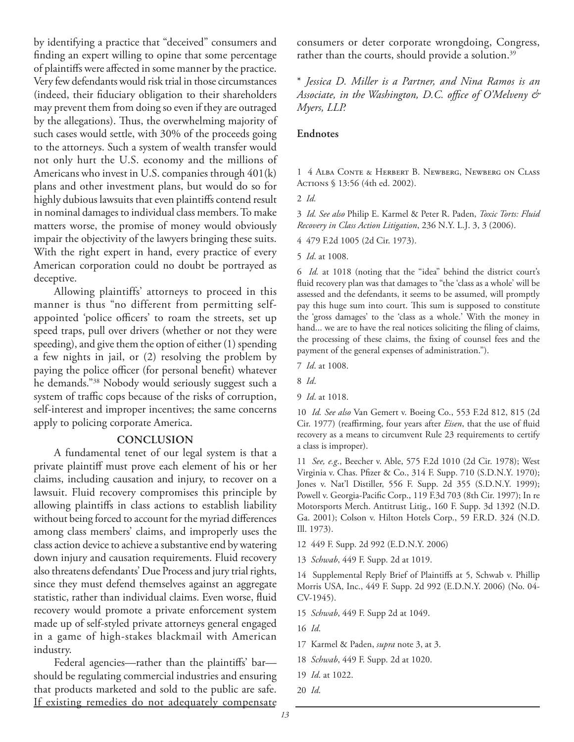by identifying a practice that "deceived" consumers and finding an expert willing to opine that some percentage of plaintiffs were affected in some manner by the practice. Very few defendants would risk trial in those circumstances (indeed, their fiduciary obligation to their shareholders may prevent them from doing so even if they are outraged by the allegations). Thus, the overwhelming majority of such cases would settle, with 30% of the proceeds going to the attorneys. Such a system of wealth transfer would not only hurt the U.S. economy and the millions of Americans who invest in U.S. companies through 401(k) plans and other investment plans, but would do so for highly dubious lawsuits that even plaintiffs contend result in nominal damages to individual class members. To make matters worse, the promise of money would obviously impair the objectivity of the lawyers bringing these suits. With the right expert in hand, every practice of every American corporation could no doubt be portrayed as deceptive.

Allowing plaintiffs' attorneys to proceed in this manner is thus "no different from permitting self-appointed 'police officers' to roam the streets, set up speed traps, pull over drivers (whether or not they were speeding), and give them the option of either (1) spending a few nights in jail, or (2) resolving the problem by paying the police officer (for personal benefit) whatever he demands."[38] Nobody would seriously suggest such a system of traffic cops because of the risks of corruption, self-interest and improper incentives; the same concerns apply to policing corporate America.

## CONCLUSION

A fundamental tenet of our legal system is that a private plaintiff must prove each element of his or her claims, including causation and injury, to recover on a lawsuit. Fluid recovery compromises this principle by allowing plaintiffs in class actions to establish liability without being forced to account for the myriad differences among class members' claims, and improperly uses the class action device to achieve a substantive end by watering down injury and causation requirements. Fluid recovery also threatens defendants' Due Process and jury trial rights, since they must defend themselves against an aggregate statistic, rather than individual claims. Even worse, fluid recovery would promote a private enforcement system made up of self-styled private attorneys general engaged in a game of high-stakes blackmail with American industry.

Federal agencies—rather than the plaintiffs' bar—should be regulating commercial industries and ensuring that products marketed and sold to the public are safe. If existing remedies do not adequately compensate consumers or deter corporate wrongdoing, Congress, rather than the courts, should provide a solution.[39]

\* *Jessica D. Miller is a Partner, and Nina Ramos is an Associate, in the Washington, D.C. office of O'Melveny & Myers, LLP.*

### Endnotes

1 4 Alba Conte & Herbert B. Newberg, Newberg on Class Actions § 13:56 (4th ed. 2002).

2 *Id.*

3 *Id. See also* Philip E. Karmel & Peter R. Paden, *Toxic Torts: Fluid Recovery in Class Action Litigation*, 236 N.Y. L.J. 3, 3 (2006).

4 479 F.2d 1005 (2d Cir. 1973).

5 *Id*. at 1008.

6 *Id.* at 1018 (noting that the "idea" behind the district court's fluid recovery plan was that damages to "the 'class as a whole' will be assessed and the defendants, it seems to be assumed, will promptly pay this huge sum into court. This sum is supposed to constitute the 'gross damages' to the 'class as a whole.' With the money in hand... we are to have the real notices soliciting the filing of claims, the processing of these claims, the fixing of counsel fees and the payment of the general expenses of administration.").

7 *Id*. at 1008.

8 *Id*.

9 *Id*. at 1018.

10 *Id. See also* Van Gemert v. Boeing Co., 553 F.2d 812, 815 (2d Cir. 1977) (reaffirming, four years after *Eisen*, that the use of fluid recovery as a means to circumvent Rule 23 requirements to certify a class is improper).

11 *See, e.g*., Beecher v. Able, 575 F.2d 1010 (2d Cir. 1978); West Virginia v. Chas. Pfizer & Co., 314 F. Supp. 710 (S.D.N.Y. 1970); Jones v. Nat'l Distiller, 556 F. Supp. 2d 355 (S.D.N.Y. 1999); Powell v. Georgia-Pacific Corp., 119 F.3d 703 (8th Cir. 1997); In re Motorsports Merch. Antitrust Litig., 160 F. Supp. 3d 1392 (N.D. Ga. 2001); Colson v. Hilton Hotels Corp., 59 F.R.D. 324 (N.D. Ill. 1973).

12 449 F. Supp. 2d 992 (E.D.N.Y. 2006)

13 *Schwab*, 449 F. Supp. 2d at 1019.

14 Supplemental Reply Brief of Plaintiffs at 5, Schwab v. Phillip Morris USA, Inc., 449 F. Supp. 2d 992 (E.D.N.Y. 2006) (No. 04-CV-1945).

15 *Schwab*, 449 F. Supp 2d at 1049.

16 *Id*.

17 Karmel & Paden, *supra* note 3, at 3.

18 *Schwab*, 449 F. Supp. 2d at 1020.

19 *Id*. at 1022.

20 *Id*.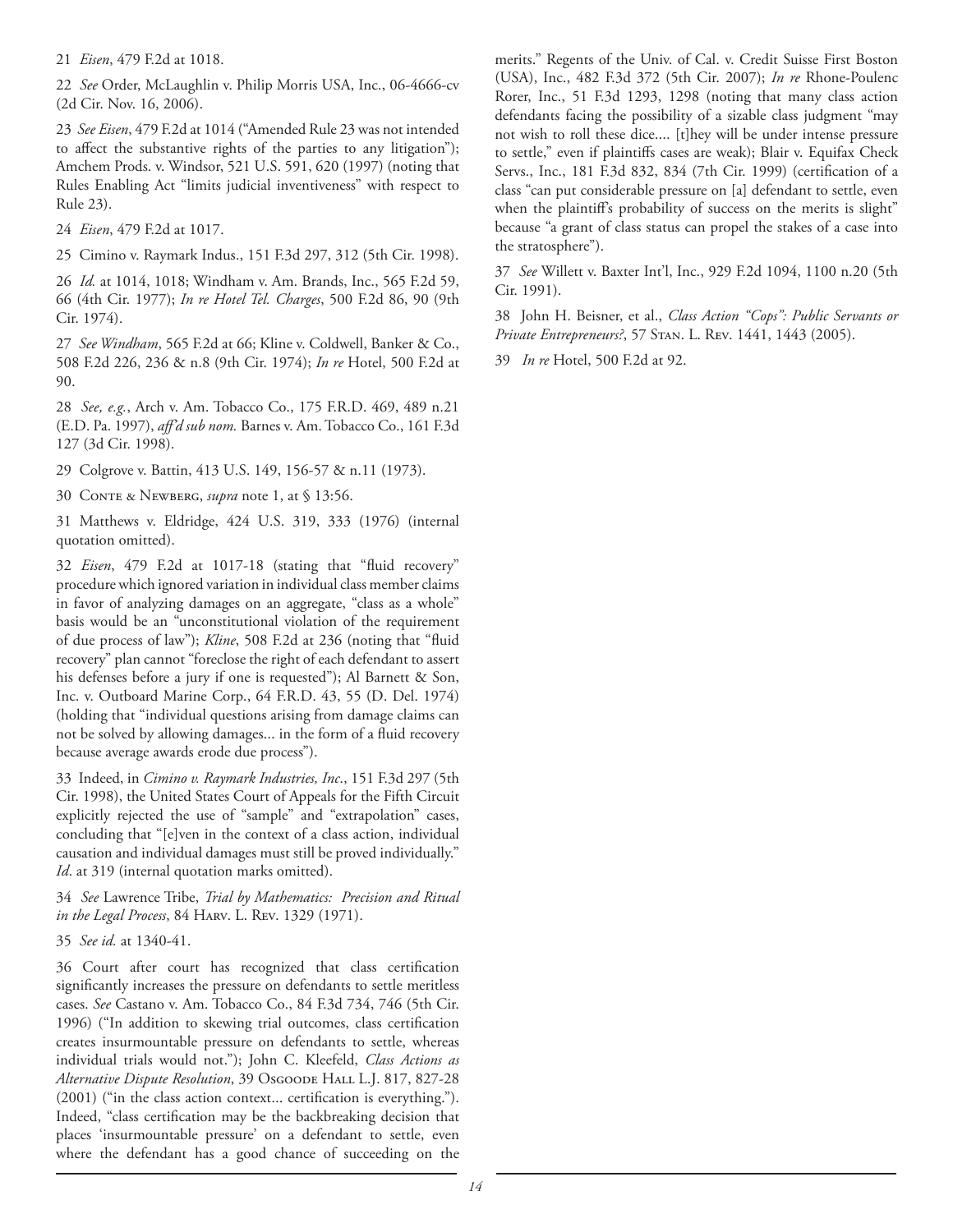21 *Eisen*, 479 F.2d at 1018.

22 *See* Order, McLaughlin v. Philip Morris USA, Inc., 06-4666-cv (2d Cir. Nov. 16, 2006).

23 *See Eisen*, 479 F.2d at 1014 ("Amended Rule 23 was not intended to affect the substantive rights of the parties to any litigation"); Amchem Prods. v. Windsor, 521 U.S. 591, 620 (1997) (noting that Rules Enabling Act "limits judicial inventiveness" with respect to Rule 23).

24 *Eisen*, 479 F.2d at 1017.

25 Cimino v. Raymark Indus., 151 F.3d 297, 312 (5th Cir. 1998).

26 *Id.* at 1014, 1018; Windham v. Am. Brands, Inc., 565 F.2d 59, 66 (4th Cir. 1977); *In re Hotel Tel. Charges*, 500 F.2d 86, 90 (9th Cir. 1974).

27 *See Windham*, 565 F.2d at 66; Kline v. Coldwell, Banker & Co., 508 F.2d 226, 236 & n.8 (9th Cir. 1974); *In re* Hotel, 500 F.2d at 90.

28 *See, e.g.*, Arch v. Am. Tobacco Co., 175 F.R.D. 469, 489 n.21 (E.D. Pa. 1997), *aff'd sub nom.* Barnes v. Am. Tobacco Co., 161 F.3d 127 (3d Cir. 1998).

29 Colgrove v. Battin, 413 U.S. 149, 156-57 & n.11 (1973).

30 Conte & Newberg, *supra* note 1, at § 13:56.

31 Matthews v. Eldridge, 424 U.S. 319, 333 (1976) (internal quotation omitted).

32 *Eisen*, 479 F.2d at 1017-18 (stating that "fluid recovery" procedure which ignored variation in individual class member claims in favor of analyzing damages on an aggregate, "class as a whole" basis would be an "unconstitutional violation of the requirement of due process of law"); *Kline*, 508 F.2d at 236 (noting that "fluid recovery" plan cannot "foreclose the right of each defendant to assert his defenses before a jury if one is requested"); Al Barnett & Son, Inc. v. Outboard Marine Corp., 64 F.R.D. 43, 55 (D. Del. 1974) (holding that "individual questions arising from damage claims can not be solved by allowing damages... in the form of a fluid recovery because average awards erode due process").

33 Indeed, in *Cimino v. Raymark Industries, Inc.*, 151 F.3d 297 (5th Cir. 1998), the United States Court of Appeals for the Fifth Circuit explicitly rejected the use of "sample" and "extrapolation" cases, concluding that "[e]ven in the context of a class action, individual causation and individual damages must still be proved individually." *Id*. at 319 (internal quotation marks omitted).

34 *See* Lawrence Tribe, *Trial by Mathematics: Precision and Ritual in the Legal Process*, 84 Harv. L. Rev. 1329 (1971).

35 *See id.* at 1340-41.

36 Court after court has recognized that class certification significantly increases the pressure on defendants to settle meritless cases. *See* Castano v. Am. Tobacco Co., 84 F.3d 734, 746 (5th Cir. 1996) ("In addition to skewing trial outcomes, class certification creates insurmountable pressure on defendants to settle, whereas individual trials would not."); John C. Kleefeld, *Class Actions as Alternative Dispute Resolution*, 39 Osgoode Hall L.J. 817, 827-28 (2001) ("in the class action context... certification is everything."). Indeed, "class certification may be the backbreaking decision that places 'insurmountable pressure' on a defendant to settle, even where the defendant has a good chance of succeeding on the merits." Regents of the Univ. of Cal. v. Credit Suisse First Boston (USA), Inc., 482 F.3d 372 (5th Cir. 2007); *In re* Rhone-Poulenc Rorer, Inc., 51 F.3d 1293, 1298 (noting that many class action defendants facing the possibility of a sizable class judgment "may not wish to roll these dice.... [t]hey will be under intense pressure to settle," even if plaintiffs cases are weak); Blair v. Equifax Check Servs., Inc., 181 F.3d 832, 834 (7th Cir. 1999) (certification of a class "can put considerable pressure on [a] defendant to settle, even when the plaintiff's probability of success on the merits is slight" because "a grant of class status can propel the stakes of a case into the stratosphere").

37 *See* Willett v. Baxter Int'l, Inc., 929 F.2d 1094, 1100 n.20 (5th Cir. 1991).

38 John H. Beisner, et al., *Class Action "Cops": Public Servants or Private Entrepreneurs?*, 57 Stan. L. Rev. 1441, 1443 (2005).

39 *In re* Hotel, 500 F.2d at 92.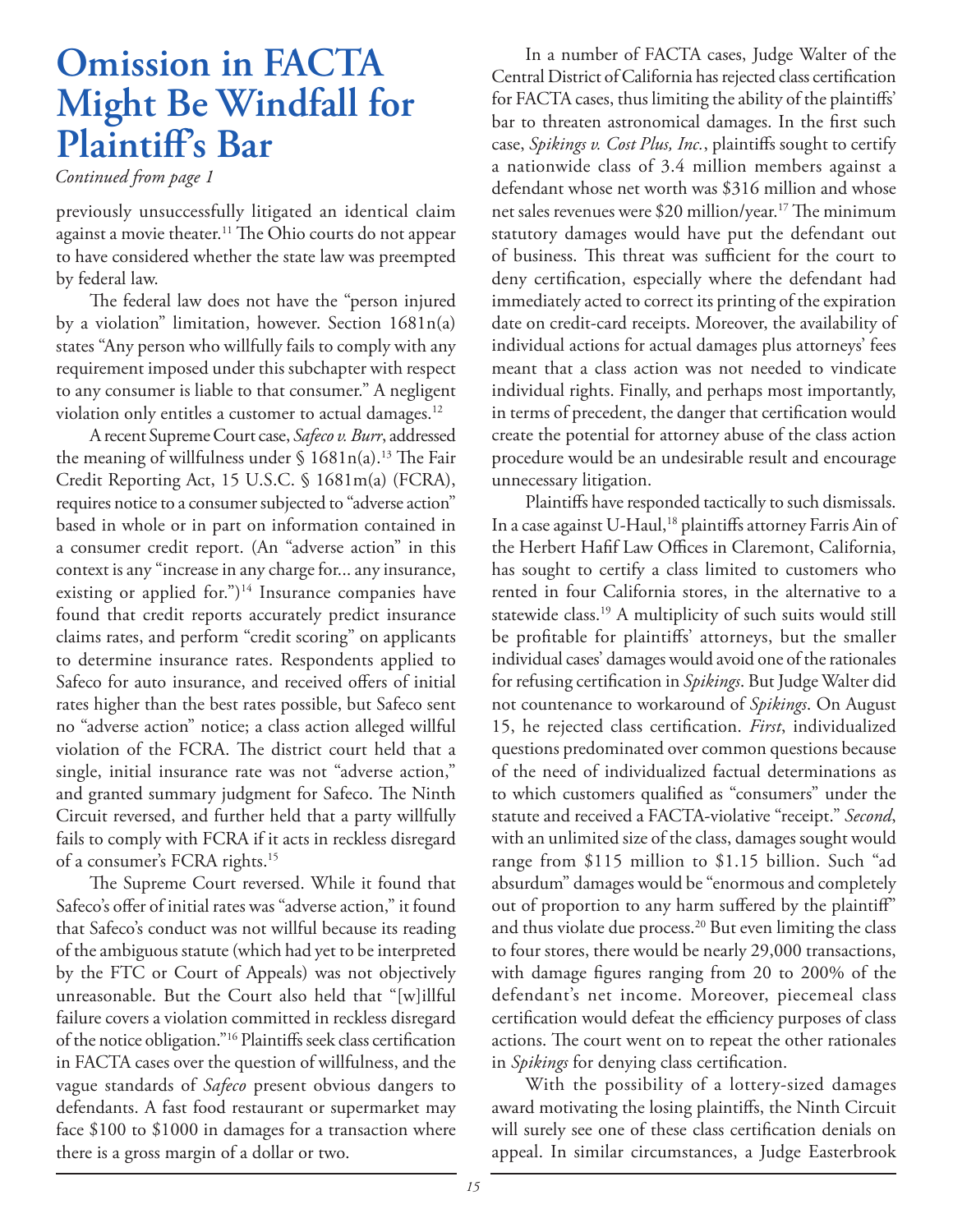# Omission in FACTA Might Be Windfall for Plaintiff's Bar

*Continued from page 1*

previously unsuccessfully litigated an identical claim against a movie theater.[11] The Ohio courts do not appear to have considered whether the state law was preempted by federal law.

The federal law does not have the "person injured by a violation" limitation, however. Section 1681n(a) states "Any person who willfully fails to comply with any requirement imposed under this subchapter with respect to any consumer is liable to that consumer." A negligent violation only entitles a customer to actual damages.[12]

A recent Supreme Court case, *Safeco v. Burr*, addressed the meaning of willfulness under § 1681n(a).[13] The Fair Credit Reporting Act, 15 U.S.C. § 1681m(a) (FCRA), requires notice to a consumer subjected to "adverse action" based in whole or in part on information contained in a consumer credit report. (An "adverse action" in this context is any "increase in any charge for... any insurance, existing or applied for.")[14] Insurance companies have found that credit reports accurately predict insurance claims rates, and perform "credit scoring" on applicants to determine insurance rates. Respondents applied to Safeco for auto insurance, and received offers of initial rates higher than the best rates possible, but Safeco sent no "adverse action" notice; a class action alleged willful violation of the FCRA. The district court held that a single, initial insurance rate was not "adverse action," and granted summary judgment for Safeco. The Ninth Circuit reversed, and further held that a party willfully fails to comply with FCRA if it acts in reckless disregard of a consumer's FCRA rights.[15]

The Supreme Court reversed. While it found that Safeco's offer of initial rates was "adverse action," it found that Safeco's conduct was not willful because its reading of the ambiguous statute (which had yet to be interpreted by the FTC or Court of Appeals) was not objectively unreasonable. But the Court also held that "[w]illful failure covers a violation committed in reckless disregard of the notice obligation."[16] Plaintiffs seek class certification in FACTA cases over the question of willfulness, and the vague standards of *Safeco* present obvious dangers to defendants. A fast food restaurant or supermarket may face $100 to $1000 in damages for a transaction where there is a gross margin of a dollar or two.

In a number of FACTA cases, Judge Walter of the Central District of California has rejected class certification for FACTA cases, thus limiting the ability of the plaintiffs' bar to threaten astronomical damages. In the first such case, *Spikings v. Cost Plus, Inc.*, plaintiffs sought to certify a nationwide class of 3.4 million members against a defendant whose net worth was $316 million and whose net sales revenues were $20 million/year.[17] The minimum statutory damages would have put the defendant out of business. This threat was sufficient for the court to deny certification, especially where the defendant had immediately acted to correct its printing of the expiration date on credit-card receipts. Moreover, the availability of individual actions for actual damages plus attorneys' fees meant that a class action was not needed to vindicate individual rights. Finally, and perhaps most importantly, in terms of precedent, the danger that certification would create the potential for attorney abuse of the class action procedure would be an undesirable result and encourage unnecessary litigation.

Plaintiffs have responded tactically to such dismissals. In a case against U-Haul,[18] plaintiffs attorney Farris Ain of the Herbert Hafif Law Offices in Claremont, California, has sought to certify a class limited to customers who rented in four California stores, in the alternative to a statewide class.[19] A multiplicity of such suits would still be profitable for plaintiffs' attorneys, but the smaller individual cases' damages would avoid one of the rationales for refusing certification in *Spikings*. But Judge Walter did not countenance to workaround of *Spikings*. On August 15, he rejected class certification. *First*, individualized questions predominated over common questions because of the need of individualized factual determinations as to which customers qualified as "consumers" under the statute and received a FACTA-violative "receipt." *Second*, with an unlimited size of the class, damages sought would range from $115 million to $1.15 billion. Such "ad absurdum" damages would be "enormous and completely out of proportion to any harm suffered by the plaintiff" and thus violate due process.[20] But even limiting the class to four stores, there would be nearly 29,000 transactions, with damage figures ranging from 20 to 200% of the defendant's net income. Moreover, piecemeal class certification would defeat the efficiency purposes of class actions. The court went on to repeat the other rationales in *Spikings* for denying class certification.

With the possibility of a lottery-sized damages award motivating the losing plaintiffs, the Ninth Circuit will surely see one of these class certification denials on appeal. In similar circumstances, a Judge Easterbrook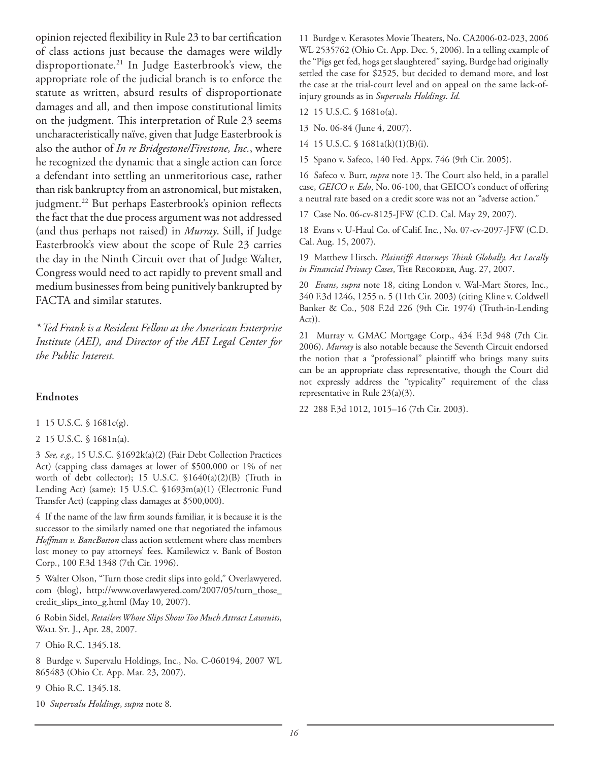opinion rejected flexibility in Rule 23 to bar certification of class actions just because the damages were wildly disproportionate.[21] In Judge Easterbrook's view, the appropriate role of the judicial branch is to enforce the statute as written, absurd results of disproportionate damages and all, and then impose constitutional limits on the judgment. This interpretation of Rule 23 seems uncharacteristically naïve, given that Judge Easterbrook is also the author of *In re Bridgestone/Firestone, Inc.*, where he recognized the dynamic that a single action can force a defendant into settling an unmeritorious case, rather than risk bankruptcy from an astronomical, but mistaken, judgment.[22] But perhaps Easterbrook's opinion reflects the fact that the due process argument was not addressed (and thus perhaps not raised) in *Murray*. Still, if Judge Easterbrook's view about the scope of Rule 23 carries the day in the Ninth Circuit over that of Judge Walter, Congress would need to act rapidly to prevent small and medium businesses from being punitively bankrupted by FACTA and similar statutes.

*\* Ted Frank is a Resident Fellow at the American Enterprise Institute (AEI), and Director of the AEI Legal Center for the Public Interest.*

### Endnotes

1 15 U.S.C. § 1681c(g).

2 15 U.S.C. § 1681n(a).

3 *See, e.g.,* 15 U.S.C. §1692k(a)(2) (Fair Debt Collection Practices Act) (capping class damages at lower of $500,000 or 1% of net worth of debt collector); 15 U.S.C. §1640(a)(2)(B) (Truth in Lending Act) (same); 15 U.S.C. §1693m(a)(1) (Electronic Fund Transfer Act) (capping class damages at $500,000).

4 If the name of the law firm sounds familiar, it is because it is the successor to the similarly named one that negotiated the infamous *Hoffman v. BancBoston* class action settlement where class members lost money to pay attorneys' fees. Kamilewicz v. Bank of Boston Corp., 100 F.3d 1348 (7th Cir. 1996).

5 Walter Olson, "Turn those credit slips into gold," Overlawyered.com (blog), http://www.overlawyered.com/2007/05/turn_those_credit_slips_into_g.html (May 10, 2007).

6 Robin Sidel, *Retailers Whose Slips Show Too Much Attract Lawsuits*, Wall St. J., Apr. 28, 2007.

7 Ohio R.C. 1345.18.

8 Burdge v. Supervalu Holdings, Inc., No. C-060194, 2007 WL 865483 (Ohio Ct. App. Mar. 23, 2007).

9 Ohio R.C. 1345.18.

10 *Supervalu Holdings*, *supra* note 8.

11 Burdge v. Kerasotes Movie Theaters, No. CA2006-02-023, 2006 WL 2535762 (Ohio Ct. App. Dec. 5, 2006). In a telling example of the "Pigs get fed, hogs get slaughtered" saying, Burdge had originally settled the case for $2525, but decided to demand more, and lost the case at the trial-court level and on appeal on the same lack-of-injury grounds as in *Supervalu Holdings*. *Id.*

12 15 U.S.C. § 1681o(a).

13 No. 06-84 (June 4, 2007).

14 15 U.S.C. § 1681a(k)(1)(B)(i).

15 Spano v. Safeco, 140 Fed. Appx. 746 (9th Cir. 2005).

16 Safeco v. Burr, *supra* note 13. The Court also held, in a parallel case, *GEICO v. Edo*, No. 06-100, that GEICO's conduct of offering a neutral rate based on a credit score was not an "adverse action."

17 Case No. 06-cv-8125-JFW (C.D. Cal. May 29, 2007).

18 Evans v. U-Haul Co. of Calif. Inc., No. 07-cv-2097-JFW (C.D. Cal. Aug. 15, 2007).

19 Matthew Hirsch, *Plaintiffs Attorneys Think Globally, Act Locally in Financial Privacy Cases*, The Recorder, Aug. 27, 2007.

20 *Evans*, *supra* note 18, citing London v. Wal-Mart Stores, Inc., 340 F.3d 1246, 1255 n. 5 (11th Cir. 2003) (citing Kline v. Coldwell Banker & Co., 508 F.2d 226 (9th Cir. 1974) (Truth-in-Lending Act)).

21 Murray v. GMAC Mortgage Corp., 434 F.3d 948 (7th Cir. 2006). *Murray* is also notable because the Seventh Circuit endorsed the notion that a "professional" plaintiff who brings many suits can be an appropriate class representative, though the Court did not expressly address the "typicality" requirement of the class representative in Rule 23(a)(3).

22 288 F.3d 1012, 1015–16 (7th Cir. 2003).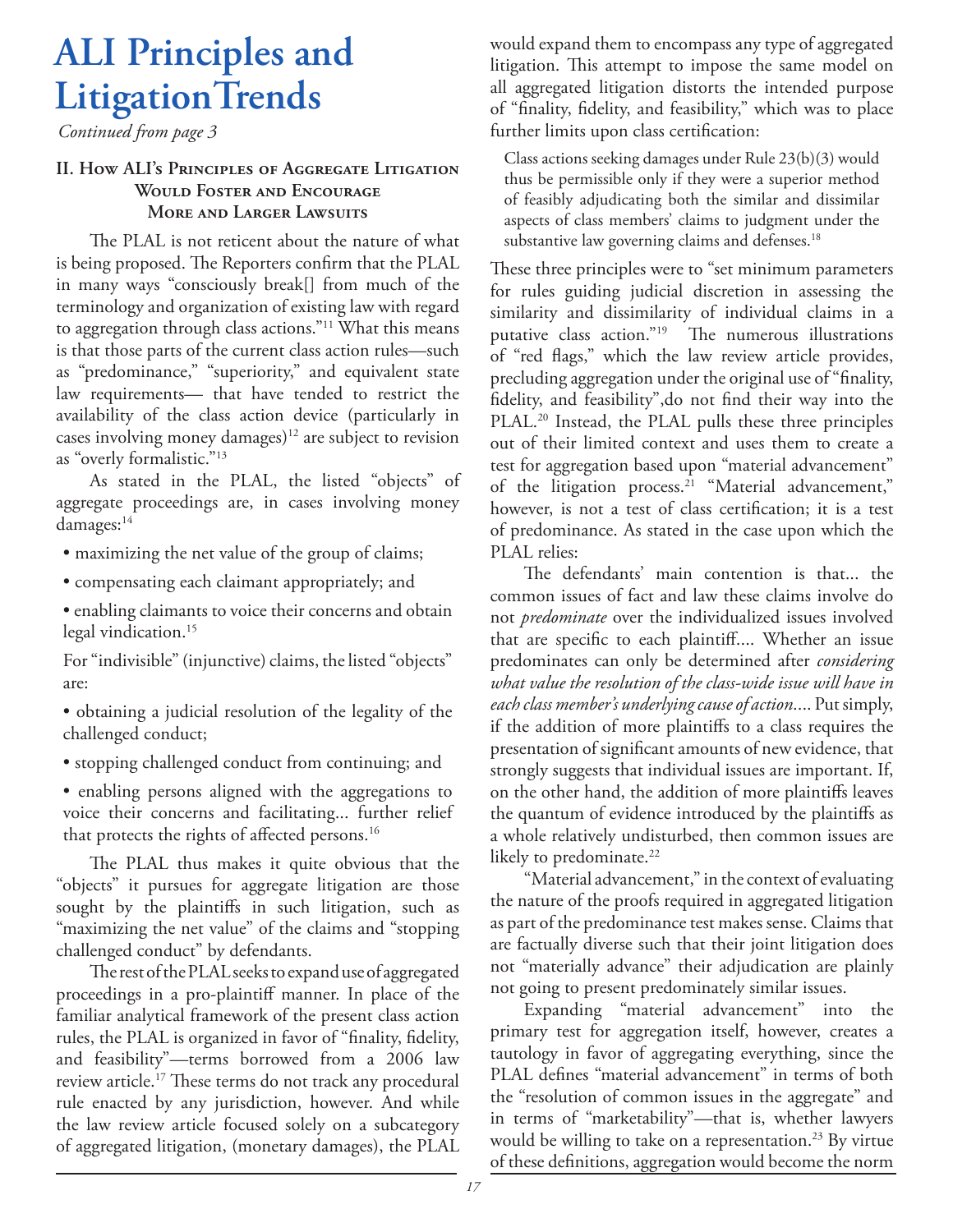# ALI Principles and Litigation Trends

*Continued from page 3*

### II. How ALI's Principles of Aggregate Litigation Would Foster and Encourage More and Larger Lawsuits

The PLAL is not reticent about the nature of what is being proposed. The Reporters confirm that the PLAL in many ways "consciously break[] from much of the terminology and organization of existing law with regard to aggregation through class actions."[11] What this means is that those parts of the current class action rules—such as "predominance," "superiority," and equivalent state law requirements— that have tended to restrict the availability of the class action device (particularly in cases involving money damages)[12] are subject to revision as "overly formalistic."[13]

As stated in the PLAL, the listed "objects" of aggregate proceedings are, in cases involving money damages:[14]

- maximizing the net value of the group of claims;
- compensating each claimant appropriately; and
- enabling claimants to voice their concerns and obtain legal vindication.[15]

For "indivisible" (injunctive) claims, the listed "objects" are:

- obtaining a judicial resolution of the legality of the challenged conduct;
- stopping challenged conduct from continuing; and
- enabling persons aligned with the aggregations to voice their concerns and facilitating... further relief that protects the rights of affected persons.[16]

The PLAL thus makes it quite obvious that the "objects" it pursues for aggregate litigation are those sought by the plaintiffs in such litigation, such as "maximizing the net value" of the claims and "stopping challenged conduct" by defendants.

The rest of the PLAL seeks to expand use of aggregated proceedings in a pro-plaintiff manner. In place of the familiar analytical framework of the present class action rules, the PLAL is organized in favor of "finality, fidelity, and feasibility"—terms borrowed from a 2006 law review article.[17] These terms do not track any procedural rule enacted by any jurisdiction, however. And while the law review article focused solely on a subcategory of aggregated litigation, (monetary damages), the PLAL would expand them to encompass any type of aggregated litigation. This attempt to impose the same model on all aggregated litigation distorts the intended purpose of "finality, fidelity, and feasibility," which was to place further limits upon class certification:

> Class actions seeking damages under Rule 23(b)(3) would thus be permissible only if they were a superior method of feasibly adjudicating both the similar and dissimilar aspects of class members' claims to judgment under the substantive law governing claims and defenses.[18]

These three principles were to "set minimum parameters for rules guiding judicial discretion in assessing the similarity and dissimilarity of individual claims in a putative class action."[19] The numerous illustrations of "red flags," which the law review article provides, precluding aggregation under the original use of "finality, fidelity, and feasibility",do not find their way into the PLAL.[20] Instead, the PLAL pulls these three principles out of their limited context and uses them to create a test for aggregation based upon "material advancement" of the litigation process.[21] "Material advancement," however, is not a test of class certification; it is a test of predominance. As stated in the case upon which the PLAL relies:

The defendants' main contention is that... the common issues of fact and law these claims involve do not *predominate* over the individualized issues involved that are specific to each plaintiff.... Whether an issue predominates can only be determined after *considering what value the resolution of the class-wide issue will have in each class member's underlying cause of action*.... Put simply, if the addition of more plaintiffs to a class requires the presentation of significant amounts of new evidence, that strongly suggests that individual issues are important. If, on the other hand, the addition of more plaintiffs leaves the quantum of evidence introduced by the plaintiffs as a whole relatively undisturbed, then common issues are likely to predominate.[22]

"Material advancement," in the context of evaluating the nature of the proofs required in aggregated litigation as part of the predominance test makes sense. Claims that are factually diverse such that their joint litigation does not "materially advance" their adjudication are plainly not going to present predominately similar issues.

Expanding "material advancement" into the primary test for aggregation itself, however, creates a tautology in favor of aggregating everything, since the PLAL defines "material advancement" in terms of both the "resolution of common issues in the aggregate" and in terms of "marketability"—that is, whether lawyers would be willing to take on a representation.[23] By virtue of these definitions, aggregation would become the norm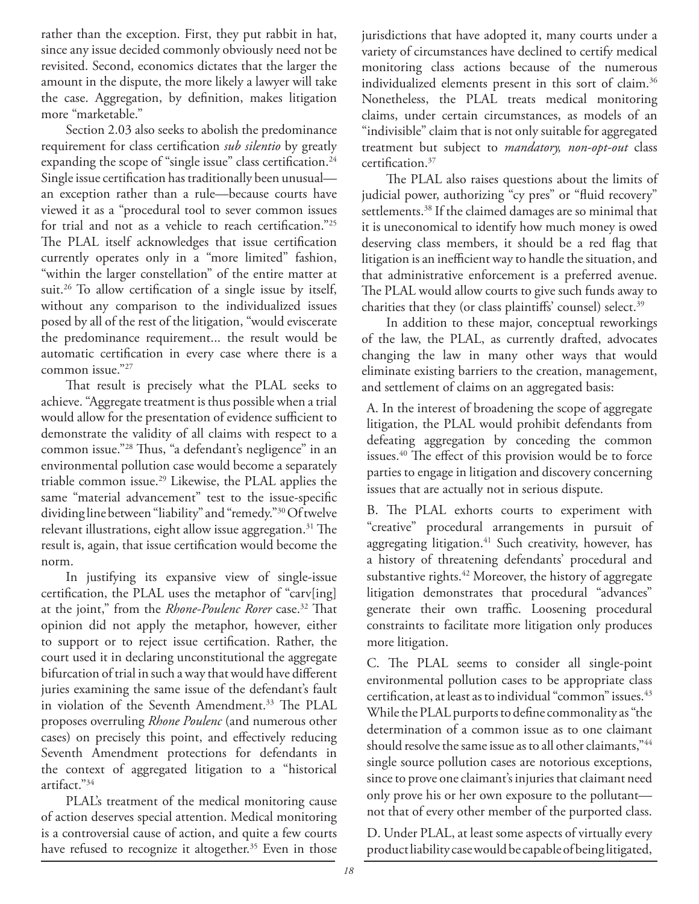rather than the exception. First, they put rabbit in hat, since any issue decided commonly obviously need not be revisited. Second, economics dictates that the larger the amount in the dispute, the more likely a lawyer will take the case. Aggregation, by definition, makes litigation more "marketable."

Section 2.03 also seeks to abolish the predominance requirement for class certification *sub silentio* by greatly expanding the scope of "single issue" class certification.[24] Single issue certification has traditionally been unusual—an exception rather than a rule—because courts have viewed it as a "procedural tool to sever common issues for trial and not as a vehicle to reach certification."[25] The PLAL itself acknowledges that issue certification currently operates only in a "more limited" fashion, "within the larger constellation" of the entire matter at suit.[26] To allow certification of a single issue by itself, without any comparison to the individualized issues posed by all of the rest of the litigation, "would eviscerate the predominance requirement... the result would be automatic certification in every case where there is a common issue."[27]

That result is precisely what the PLAL seeks to achieve. "Aggregate treatment is thus possible when a trial would allow for the presentation of evidence sufficient to demonstrate the validity of all claims with respect to a common issue."[28] Thus, "a defendant's negligence" in an environmental pollution case would become a separately triable common issue.[29] Likewise, the PLAL applies the same "material advancement" test to the issue-specific dividing line between "liability" and "remedy."[30] Of twelve relevant illustrations, eight allow issue aggregation.[31] The result is, again, that issue certification would become the norm.

In justifying its expansive view of single-issue certification, the PLAL uses the metaphor of "carv[ing] at the joint," from the *Rhone-Poulenc Rorer* case.[32] That opinion did not apply the metaphor, however, either to support or to reject issue certification. Rather, the court used it in declaring unconstitutional the aggregate bifurcation of trial in such a way that would have different juries examining the same issue of the defendant's fault in violation of the Seventh Amendment.[33] The PLAL proposes overruling *Rhone Poulenc* (and numerous other cases) on precisely this point, and effectively reducing Seventh Amendment protections for defendants in the context of aggregated litigation to a "historical artifact."[34]

PLAL's treatment of the medical monitoring cause of action deserves special attention. Medical monitoring is a controversial cause of action, and quite a few courts have refused to recognize it altogether.[35] Even in those jurisdictions that have adopted it, many courts under a variety of circumstances have declined to certify medical monitoring class actions because of the numerous individualized elements present in this sort of claim.[36] Nonetheless, the PLAL treats medical monitoring claims, under certain circumstances, as models of an "indivisible" claim that is not only suitable for aggregated treatment but subject to *mandatory, non-opt-out* class certification.[37]

The PLAL also raises questions about the limits of judicial power, authorizing "cy pres" or "fluid recovery" settlements.[38] If the claimed damages are so minimal that it is uneconomical to identify how much money is owed deserving class members, it should be a red flag that litigation is an inefficient way to handle the situation, and that administrative enforcement is a preferred avenue. The PLAL would allow courts to give such funds away to charities that they (or class plaintiffs' counsel) select.[39]

In addition to these major, conceptual reworkings of the law, the PLAL, as currently drafted, advocates changing the law in many other ways that would eliminate existing barriers to the creation, management, and settlement of claims on an aggregated basis:

A. In the interest of broadening the scope of aggregate litigation, the PLAL would prohibit defendants from defeating aggregation by conceding the common issues.[40] The effect of this provision would be to force parties to engage in litigation and discovery concerning issues that are actually not in serious dispute.

B. The PLAL exhorts courts to experiment with "creative" procedural arrangements in pursuit of aggregating litigation.[41] Such creativity, however, has a history of threatening defendants' procedural and substantive rights.[42] Moreover, the history of aggregate litigation demonstrates that procedural "advances" generate their own traffic. Loosening procedural constraints to facilitate more litigation only produces more litigation.

C. The PLAL seems to consider all single-point environmental pollution cases to be appropriate class certification, at least as to individual "common" issues.[43] While the PLAL purports to define commonality as "the determination of a common issue as to one claimant should resolve the same issue as to all other claimants,"[44] single source pollution cases are notorious exceptions, since to prove one claimant's injuries that claimant need only prove his or her own exposure to the pollutant—not that of every other member of the purported class.

D. Under PLAL, at least some aspects of virtually every product liability case would be capable of being litigated,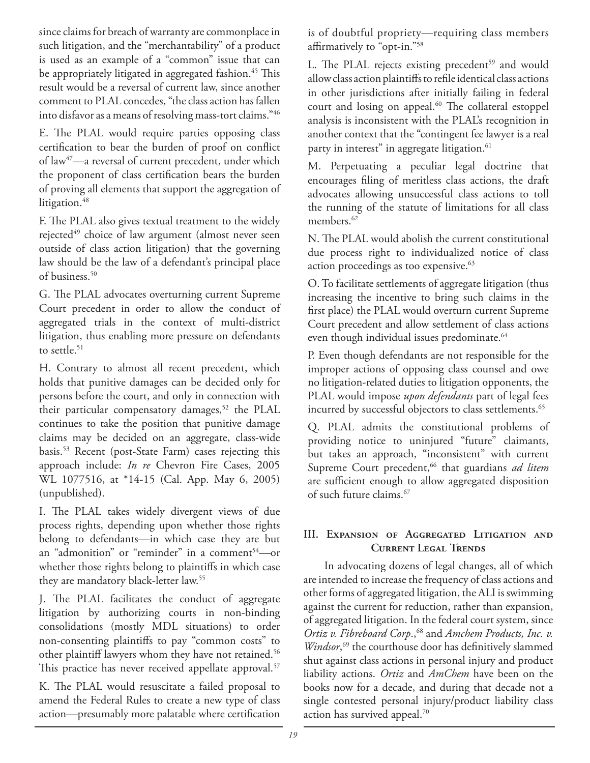since claims for breach of warranty are commonplace in such litigation, and the "merchantability" of a product is used as an example of a "common" issue that can be appropriately litigated in aggregated fashion.[45] This result would be a reversal of current law, since another comment to PLAL concedes, "the class action has fallen into disfavor as a means of resolving mass-tort claims."[46]

E. The PLAL would require parties opposing class certification to bear the burden of proof on conflict of law[47]—a reversal of current precedent, under which the proponent of class certification bears the burden of proving all elements that support the aggregation of litigation.[48]

F. The PLAL also gives textual treatment to the widely rejected[49] choice of law argument (almost never seen outside of class action litigation) that the governing law should be the law of a defendant's principal place of business.[50]

G. The PLAL advocates overturning current Supreme Court precedent in order to allow the conduct of aggregated trials in the context of multi-district litigation, thus enabling more pressure on defendants to settle.[51]

H. Contrary to almost all recent precedent, which holds that punitive damages can be decided only for persons before the court, and only in connection with their particular compensatory damages,[52] the PLAL continues to take the position that punitive damage claims may be decided on an aggregate, class-wide basis.[53] Recent (post-State Farm) cases rejecting this approach include: *In re* Chevron Fire Cases, 2005 WL 1077516, at *14-15 (Cal. App. May 6, 2005) (unpublished).

I. The PLAL takes widely divergent views of due process rights, depending upon whether those rights belong to defendants—in which case they are but an "admonition" or "reminder" in a comment[54]—or whether those rights belong to plaintiffs in which case they are mandatory black-letter law.[55]

J. The PLAL facilitates the conduct of aggregate litigation by authorizing courts in non-binding consolidations (mostly MDL situations) to order non-consenting plaintiffs to pay "common costs" to other plaintiff lawyers whom they have not retained.[56] This practice has never received appellate approval.[57]

K. The PLAL would resuscitate a failed proposal to amend the Federal Rules to create a new type of class action—presumably more palatable where certification is of doubtful propriety—requiring class members affirmatively to "opt-in."[58]

L. The PLAL rejects existing precedent[59] and would allow class action plaintiffs to refile identical class actions in other jurisdictions after initially failing in federal court and losing on appeal.[60] The collateral estoppel analysis is inconsistent with the PLAL's recognition in another context that the "contingent fee lawyer is a real party in interest" in aggregate litigation.[61]

M. Perpetuating a peculiar legal doctrine that encourages filing of meritless class actions, the draft advocates allowing unsuccessful class actions to toll the running of the statute of limitations for all class members.[62]

N. The PLAL would abolish the current constitutional due process right to individualized notice of class action proceedings as too expensive.[63]

O. To facilitate settlements of aggregate litigation (thus increasing the incentive to bring such claims in the first place) the PLAL would overturn current Supreme Court precedent and allow settlement of class actions even though individual issues predominate.[64]

P. Even though defendants are not responsible for the improper actions of opposing class counsel and owe no litigation-related duties to litigation opponents, the PLAL would impose *upon defendants* part of legal fees incurred by successful objectors to class settlements.[65]

Q. PLAL admits the constitutional problems of providing notice to uninjured "future" claimants, but takes an approach, "inconsistent" with current Supreme Court precedent,[66] that guardians *ad litem* are sufficient enough to allow aggregated disposition of such future claims.[67]

## III. Expansion of Aggregated Litigation and Current Legal Trends

In advocating dozens of legal changes, all of which are intended to increase the frequency of class actions and other forms of aggregated litigation, the ALI is swimming against the current for reduction, rather than expansion, of aggregated litigation. In the federal court system, since *Ortiz v. Fibreboard Corp*.,[68] and *Amchem Products, Inc. v. Windsor*,[69] the courthouse door has definitively slammed shut against class actions in personal injury and product liability actions. *Ortiz* and *AmChem* have been on the books now for a decade, and during that decade not a single contested personal injury/product liability class action has survived appeal.[70]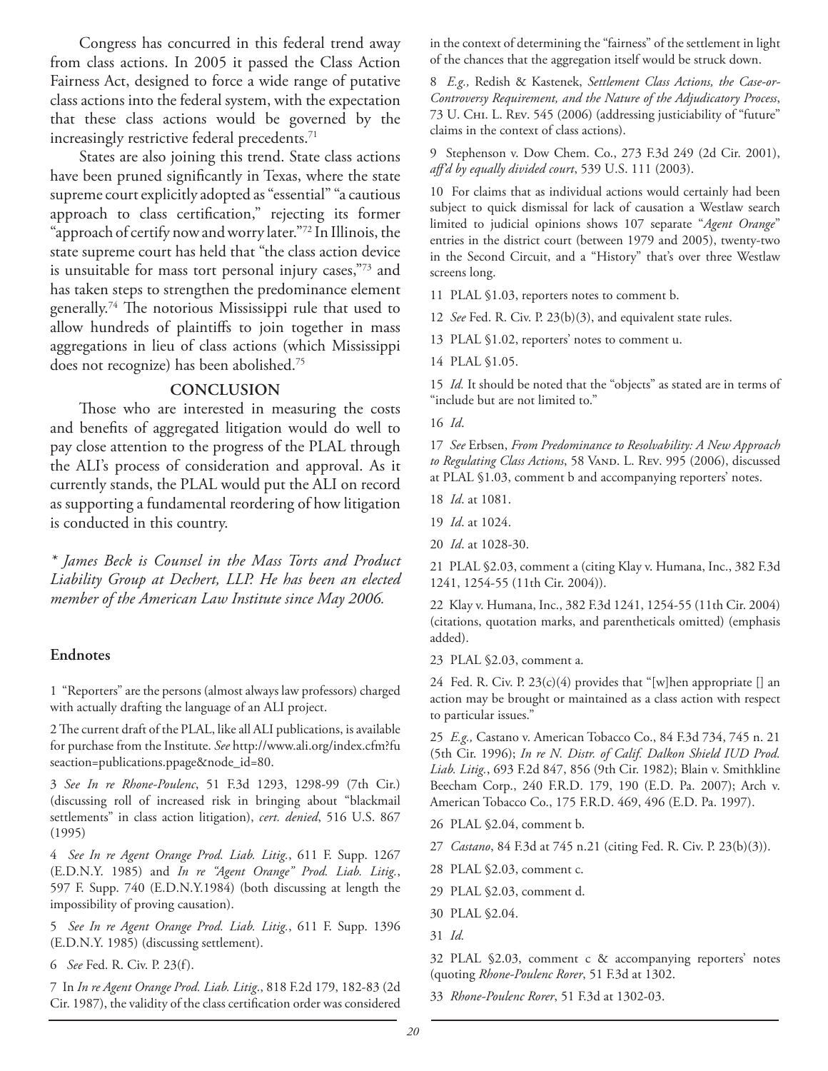Congress has concurred in this federal trend away from class actions. In 2005 it passed the Class Action Fairness Act, designed to force a wide range of putative class actions into the federal system, with the expectation that these class actions would be governed by the increasingly restrictive federal precedents.[71]

States are also joining this trend. State class actions have been pruned significantly in Texas, where the state supreme court explicitly adopted as "essential" "a cautious approach to class certification," rejecting its former "approach of certify now and worry later."[72] In Illinois, the state supreme court has held that "the class action device is unsuitable for mass tort personal injury cases,"[73] and has taken steps to strengthen the predominance element generally.[74] The notorious Mississippi rule that used to allow hundreds of plaintiffs to join together in mass aggregations in lieu of class actions (which Mississippi does not recognize) has been abolished.[75]

## CONCLUSION

Those who are interested in measuring the costs and benefits of aggregated litigation would do well to pay close attention to the progress of the PLAL through the ALI's process of consideration and approval. As it currently stands, the PLAL would put the ALI on record as supporting a fundamental reordering of how litigation is conducted in this country.

*\* James Beck is Counsel in the Mass Torts and Product Liability Group at Dechert, LLP. He has been an elected member of the American Law Institute since May 2006.*

### Endnotes

1 "Reporters" are the persons (almost always law professors) charged with actually drafting the language of an ALI project.

2 The current draft of the PLAL, like all ALI publications, is available for purchase from the Institute. *See* http://www.ali.org/index.cfm?fuseaction=publications.ppage&node_id=80.

3 *See In re Rhone-Poulenc*, 51 F.3d 1293, 1298-99 (7th Cir.) (discussing roll of increased risk in bringing about "blackmail settlements" in class action litigation), *cert. denied*, 516 U.S. 867 (1995)

4 *See In re Agent Orange Prod. Liab. Litig.*, 611 F. Supp. 1267 (E.D.N.Y. 1985) and *In re "Agent Orange" Prod. Liab. Litig.*, 597 F. Supp. 740 (E.D.N.Y.1984) (both discussing at length the impossibility of proving causation).

5 *See In re Agent Orange Prod. Liab. Litig.*, 611 F. Supp. 1396 (E.D.N.Y. 1985) (discussing settlement).

6 *See* Fed. R. Civ. P. 23(f).

7 In *In re Agent Orange Prod. Liab. Litig*., 818 F.2d 179, 182-83 (2d Cir. 1987), the validity of the class certification order was considered in the context of determining the "fairness" of the settlement in light of the chances that the aggregation itself would be struck down.

8 *E.g.,* Redish & Kastenek, *Settlement Class Actions, the Case-or-Controversy Requirement, and the Nature of the Adjudicatory Process*, 73 U. Chi. L. Rev. 545 (2006) (addressing justiciability of "future" claims in the context of class actions).

9 Stephenson v. Dow Chem. Co., 273 F.3d 249 (2d Cir. 2001), *aff'd by equally divided court*, 539 U.S. 111 (2003).

10 For claims that as individual actions would certainly had been subject to quick dismissal for lack of causation a Westlaw search limited to judicial opinions shows 107 separate "*Agent Orange*" entries in the district court (between 1979 and 2005), twenty-two in the Second Circuit, and a "History" that's over three Westlaw screens long.

11 PLAL §1.03, reporters notes to comment b.

12 *See* Fed. R. Civ. P. 23(b)(3), and equivalent state rules.

13 PLAL §1.02, reporters' notes to comment u.

14 PLAL §1.05.

15 *Id.* It should be noted that the "objects" as stated are in terms of "include but are not limited to."

16 *Id*.

17 *See* Erbsen, *From Predominance to Resolvability: A New Approach to Regulating Class Actions*, 58 Vand. L. Rev. 995 (2006), discussed at PLAL §1.03, comment b and accompanying reporters' notes.

18 *Id*. at 1081.

19 *Id*. at 1024.

20 *Id*. at 1028-30.

21 PLAL §2.03, comment a (citing Klay v. Humana, Inc., 382 F.3d 1241, 1254-55 (11th Cir. 2004)).

22 Klay v. Humana, Inc., 382 F.3d 1241, 1254-55 (11th Cir. 2004) (citations, quotation marks, and parentheticals omitted) (emphasis added).

23 PLAL §2.03, comment a.

24 Fed. R. Civ. P. 23(c)(4) provides that "[w]hen appropriate [] an action may be brought or maintained as a class action with respect to particular issues."

25 *E.g.,* Castano v. American Tobacco Co., 84 F.3d 734, 745 n. 21 (5th Cir. 1996); *In re N. Distr. of Calif. Dalkon Shield IUD Prod. Liab. Litig.*, 693 F.2d 847, 856 (9th Cir. 1982); Blain v. Smithkline Beecham Corp., 240 F.R.D. 179, 190 (E.D. Pa. 2007); Arch v. American Tobacco Co., 175 F.R.D. 469, 496 (E.D. Pa. 1997).

26 PLAL §2.04, comment b.

27 *Castano*, 84 F.3d at 745 n.21 (citing Fed. R. Civ. P. 23(b)(3)).

28 PLAL §2.03, comment c.

29 PLAL §2.03, comment d.

30 PLAL §2.04.

31 *Id.*

32 PLAL §2.03, comment c & accompanying reporters' notes (quoting *Rhone-Poulenc Rorer*, 51 F.3d at 1302.

33 *Rhone-Poulenc Rorer*, 51 F.3d at 1302-03.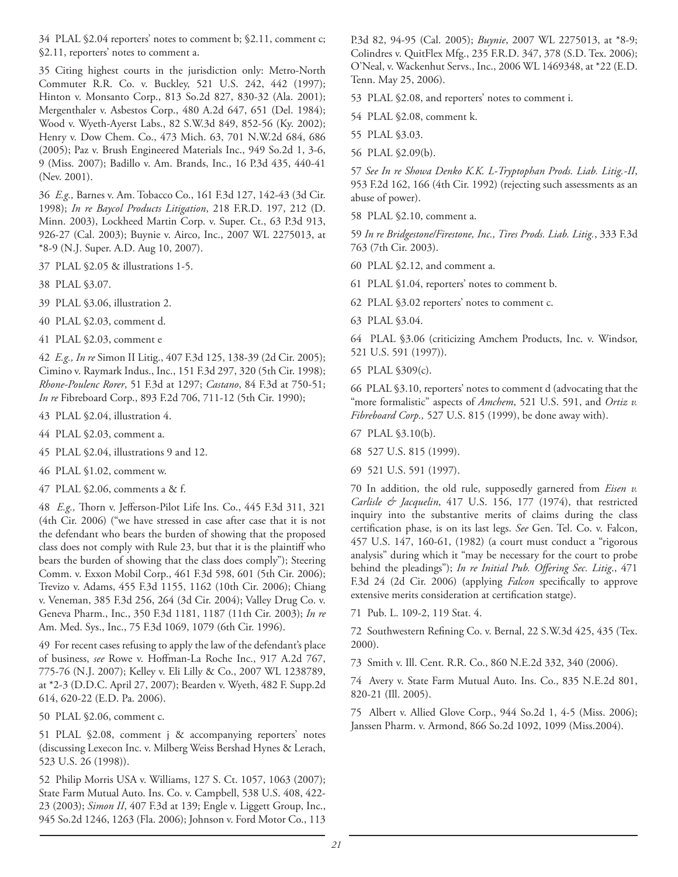34 PLAL §2.04 reporters' notes to comment b; §2.11, comment c; §2.11, reporters' notes to comment a.

35 Citing highest courts in the jurisdiction only: Metro-North Commuter R.R. Co. v. Buckley, 521 U.S. 242, 442 (1997); Hinton v. Monsanto Corp., 813 So.2d 827, 830-32 (Ala. 2001); Mergenthaler v. Asbestos Corp., 480 A.2d 647, 651 (Del. 1984); Wood v. Wyeth-Ayerst Labs., 82 S.W.3d 849, 852-56 (Ky. 2002); Henry v. Dow Chem. Co., 473 Mich. 63, 701 N.W.2d 684, 686 (2005); Paz v. Brush Engineered Materials Inc., 949 So.2d 1, 3-6, 9 (Miss. 2007); Badillo v. Am. Brands, Inc., 16 P.3d 435, 440-41 (Nev. 2001).

36 *E.g.,* Barnes v. Am. Tobacco Co., 161 F.3d 127, 142-43 (3d Cir. 1998); *In re Baycol Products Litigation*, 218 F.R.D. 197, 212 (D. Minn. 2003), Lockheed Martin Corp. v. Super. Ct., 63 P.3d 913, 926-27 (Cal. 2003); Buynie v. Airco, Inc., 2007 WL 2275013, at *8-9 (N.J. Super. A.D. Aug 10, 2007).

37 PLAL §2.05 & illustrations 1-5.

38 PLAL §3.07.

39 PLAL §3.06, illustration 2.

40 PLAL §2.03, comment d.

41 PLAL §2.03, comment e

42 *E.g., In re* Simon II Litig., 407 F.3d 125, 138-39 (2d Cir. 2005); Cimino v. Raymark Indus., Inc., 151 F.3d 297, 320 (5th Cir. 1998); *Rhone-Poulenc Rorer*, 51 F.3d at 1297; *Castano*, 84 F.3d at 750-51; *In re* Fibreboard Corp., 893 F.2d 706, 711-12 (5th Cir. 1990);

43 PLAL §2.04, illustration 4.

44 PLAL §2.03, comment a.

45 PLAL §2.04, illustrations 9 and 12.

46 PLAL §1.02, comment w.

47 PLAL §2.06, comments a & f.

48 *E.g.,* Thorn v. Jefferson-Pilot Life Ins. Co., 445 F.3d 311, 321 (4th Cir. 2006) ("we have stressed in case after case that it is not the defendant who bears the burden of showing that the proposed class does not comply with Rule 23, but that it is the plaintiff who bears the burden of showing that the class does comply"); Steering Comm. v. Exxon Mobil Corp., 461 F.3d 598, 601 (5th Cir. 2006); Trevizo v. Adams, 455 F.3d 1155, 1162 (10th Cir. 2006); Chiang v. Veneman, 385 F.3d 256, 264 (3d Cir. 2004); Valley Drug Co. v. Geneva Pharm., Inc., 350 F.3d 1181, 1187 (11th Cir. 2003); *In re* Am. Med. Sys., Inc., 75 F.3d 1069, 1079 (6th Cir. 1996).

49 For recent cases refusing to apply the law of the defendant's place of business, *see* Rowe v. Hoffman-La Roche Inc., 917 A.2d 767, 775-76 (N.J. 2007); Kelley v. Eli Lilly & Co., 2007 WL 1238789, at *2-3 (D.D.C. April 27, 2007); Bearden v. Wyeth, 482 F. Supp.2d 614, 620-22 (E.D. Pa. 2006).

50 PLAL §2.06, comment c.

51 PLAL §2.08, comment j & accompanying reporters' notes (discussing Lexecon Inc. v. Milberg Weiss Bershad Hynes & Lerach, 523 U.S. 26 (1998)).

52 Philip Morris USA v. Williams, 127 S. Ct. 1057, 1063 (2007); State Farm Mutual Auto. Ins. Co. v. Campbell, 538 U.S. 408, 422-23 (2003); *Simon II*, 407 F.3d at 139; Engle v. Liggett Group, Inc., 945 So.2d 1246, 1263 (Fla. 2006); Johnson v. Ford Motor Co., 113 P.3d 82, 94-95 (Cal. 2005); *Buynie*, 2007 WL 2275013, at *8-9; Colindres v. QuitFlex Mfg., 235 F.R.D. 347, 378 (S.D. Tex. 2006); O'Neal, v. Wackenhut Servs., Inc., 2006 WL 1469348, at *22 (E.D. Tenn. May 25, 2006).

53 PLAL §2.08, and reporters' notes to comment i.

54 PLAL §2.08, comment k.

55 PLAL §3.03.

56 PLAL §2.09(b).

57 *See In re Showa Denko K.K. L-Tryptophan Prods. Liab. Litig.-II*, 953 F.2d 162, 166 (4th Cir. 1992) (rejecting such assessments as an abuse of power).

58 PLAL §2.10, comment a.

59 *In re Bridgestone/Firestone, Inc., Tires Prods. Liab. Litig.*, 333 F.3d 763 (7th Cir. 2003).

60 PLAL §2.12, and comment a.

61 PLAL §1.04, reporters' notes to comment b.

62 PLAL §3.02 reporters' notes to comment c.

63 PLAL §3.04.

64 PLAL §3.06 (criticizing Amchem Products, Inc. v. Windsor, 521 U.S. 591 (1997)).

65 PLAL §309(c).

66 PLAL §3.10, reporters' notes to comment d (advocating that the "more formalistic" aspects of *Amchem*, 521 U.S. 591, and *Ortiz v. Fibreboard Corp.,* 527 U.S. 815 (1999), be done away with).

67 PLAL §3.10(b).

68 527 U.S. 815 (1999).

69 521 U.S. 591 (1997).

70 In addition, the old rule, supposedly garnered from *Eisen v. Carlisle & Jacquelin*, 417 U.S. 156, 177 (1974), that restricted inquiry into the substantive merits of claims during the class certification phase, is on its last legs. *See* Gen. Tel. Co. v. Falcon, 457 U.S. 147, 160-61, (1982) (a court must conduct a "rigorous analysis" during which it "may be necessary for the court to probe behind the pleadings"); *In re Initial Pub. Offering Sec. Litig.*, 471 F.3d 24 (2d Cir. 2006) (applying *Falcon* specifically to approve extensive merits consideration at certification statge).

71 Pub. L. 109-2, 119 Stat. 4.

72 Southwestern Refining Co. v. Bernal, 22 S.W.3d 425, 435 (Tex. 2000).

73 Smith v. Ill. Cent. R.R. Co., 860 N.E.2d 332, 340 (2006).

74 Avery v. State Farm Mutual Auto. Ins. Co., 835 N.E.2d 801, 820-21 (Ill. 2005).

75 Albert v. Allied Glove Corp., 944 So.2d 1, 4-5 (Miss. 2006); Janssen Pharm. v. Armond, 866 So.2d 1092, 1099 (Miss.2004).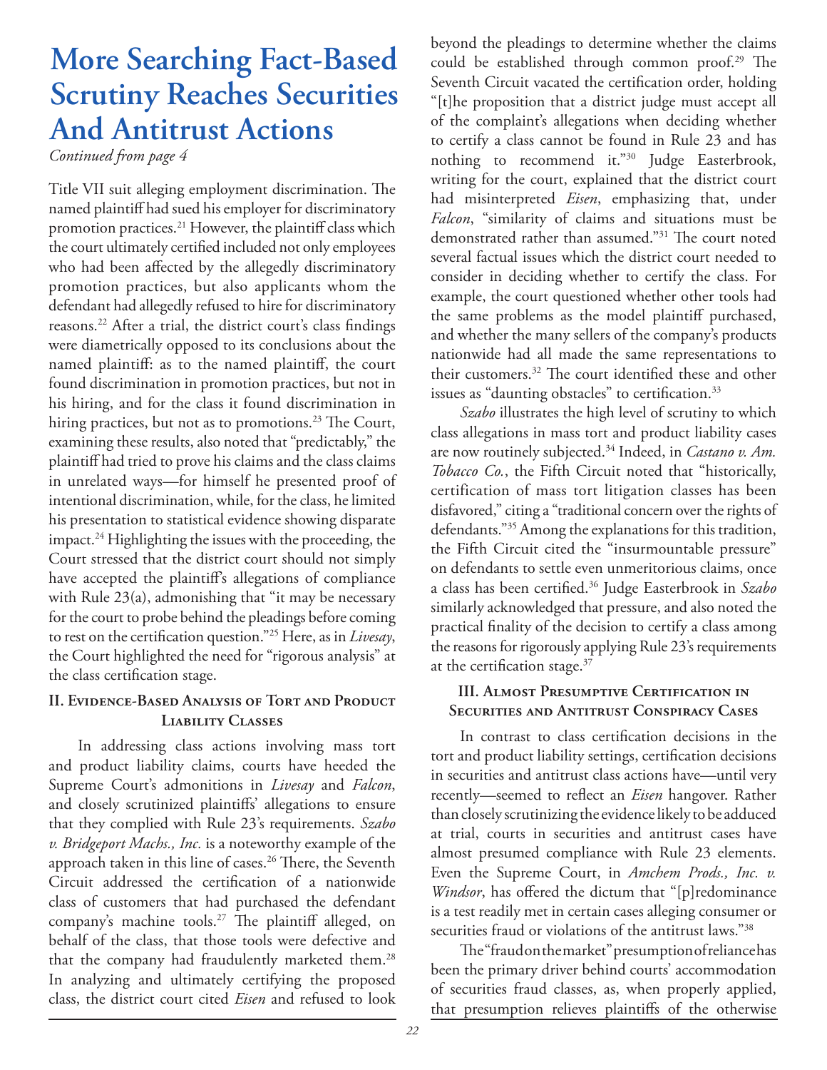# More Searching Fact-Based Scrutiny Reaches Securities And Antitrust Actions

*Continued from page 4*

Title VII suit alleging employment discrimination. The named plaintiff had sued his employer for discriminatory promotion practices.[21] However, the plaintiff class which the court ultimately certified included not only employees who had been affected by the allegedly discriminatory promotion practices, but also applicants whom the defendant had allegedly refused to hire for discriminatory reasons.[22] After a trial, the district court's class findings were diametrically opposed to its conclusions about the named plaintiff: as to the named plaintiff, the court found discrimination in promotion practices, but not in his hiring, and for the class it found discrimination in hiring practices, but not as to promotions.[23] The Court, examining these results, also noted that "predictably," the plaintiff had tried to prove his claims and the class claims in unrelated ways—for himself he presented proof of intentional discrimination, while, for the class, he limited his presentation to statistical evidence showing disparate impact.[24] Highlighting the issues with the proceeding, the Court stressed that the district court should not simply have accepted the plaintiff's allegations of compliance with Rule 23(a), admonishing that "it may be necessary for the court to probe behind the pleadings before coming to rest on the certification question."[25] Here, as in *Livesay*, the Court highlighted the need for "rigorous analysis" at the class certification stage.

## II. Evidence-Based Analysis of Tort and Product Liability Classes

In addressing class actions involving mass tort and product liability claims, courts have heeded the Supreme Court's admonitions in *Livesay* and *Falcon*, and closely scrutinized plaintiffs' allegations to ensure that they complied with Rule 23's requirements. *Szabo v. Bridgeport Machs., Inc.* is a noteworthy example of the approach taken in this line of cases.[26] There, the Seventh Circuit addressed the certification of a nationwide class of customers that had purchased the defendant company's machine tools.[27] The plaintiff alleged, on behalf of the class, that those tools were defective and that the company had fraudulently marketed them.[28] In analyzing and ultimately certifying the proposed class, the district court cited *Eisen* and refused to look beyond the pleadings to determine whether the claims could be established through common proof.[29] The Seventh Circuit vacated the certification order, holding "[t]he proposition that a district judge must accept all of the complaint's allegations when deciding whether to certify a class cannot be found in Rule 23 and has nothing to recommend it."[30] Judge Easterbrook, writing for the court, explained that the district court had misinterpreted *Eisen*, emphasizing that, under *Falcon*, "similarity of claims and situations must be demonstrated rather than assumed."[31] The court noted several factual issues which the district court needed to consider in deciding whether to certify the class. For example, the court questioned whether other tools had the same problems as the model plaintiff purchased, and whether the many sellers of the company's products nationwide had all made the same representations to their customers.[32] The court identified these and other issues as "daunting obstacles" to certification.[33]

*Szabo* illustrates the high level of scrutiny to which class allegations in mass tort and product liability cases are now routinely subjected.[34] Indeed, in *Castano v. Am. Tobacco Co.*, the Fifth Circuit noted that "historically, certification of mass tort litigation classes has been disfavored," citing a "traditional concern over the rights of defendants."[35] Among the explanations for this tradition, the Fifth Circuit cited the "insurmountable pressure" on defendants to settle even unmeritorious claims, once a class has been certified.[36] Judge Easterbrook in *Szabo* similarly acknowledged that pressure, and also noted the practical finality of the decision to certify a class among the reasons for rigorously applying Rule 23's requirements at the certification stage.[37]

## III. Almost Presumptive Certification in Securities and Antitrust Conspiracy Cases

In contrast to class certification decisions in the tort and product liability settings, certification decisions in securities and antitrust class actions have—until very recently—seemed to reflect an *Eisen* hangover. Rather than closely scrutinizing the evidence likely to be adduced at trial, courts in securities and antitrust cases have almost presumed compliance with Rule 23 elements. Even the Supreme Court, in *Amchem Prods., Inc. v. Windsor*, has offered the dictum that "[p]redominance is a test readily met in certain cases alleging consumer or securities fraud or violations of the antitrust laws."[38]

The "fraud on the market" presumption of reliance has been the primary driver behind courts' accommodation of securities fraud classes, as, when properly applied, that presumption relieves plaintiffs of the otherwise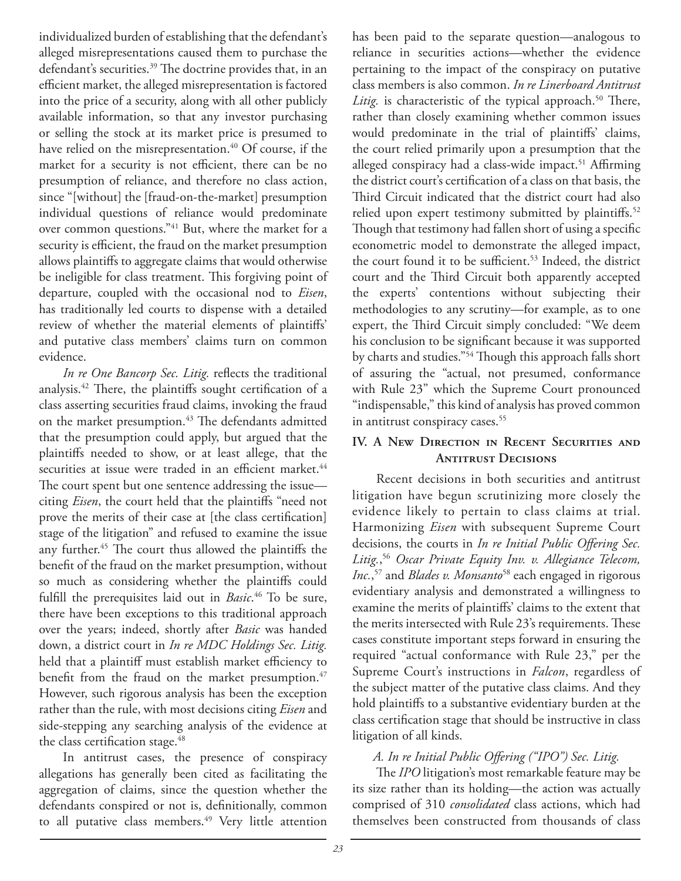individualized burden of establishing that the defendant's alleged misrepresentations caused them to purchase the defendant's securities.[39] The doctrine provides that, in an efficient market, the alleged misrepresentation is factored into the price of a security, along with all other publicly available information, so that any investor purchasing or selling the stock at its market price is presumed to have relied on the misrepresentation.[40] Of course, if the market for a security is not efficient, there can be no presumption of reliance, and therefore no class action, since "[without] the [fraud-on-the-market] presumption individual questions of reliance would predominate over common questions."[41] But, where the market for a security is efficient, the fraud on the market presumption allows plaintiffs to aggregate claims that would otherwise be ineligible for class treatment. This forgiving point of departure, coupled with the occasional nod to *Eisen*, has traditionally led courts to dispense with a detailed review of whether the material elements of plaintiffs' and putative class members' claims turn on common evidence.

*In re One Bancorp Sec. Litig.* reflects the traditional analysis.[42] There, the plaintiffs sought certification of a class asserting securities fraud claims, invoking the fraud on the market presumption.[43] The defendants admitted that the presumption could apply, but argued that the plaintiffs needed to show, or at least allege, that the securities at issue were traded in an efficient market.[44] The court spent but one sentence addressing the issue—citing *Eisen*, the court held that the plaintiffs "need not prove the merits of their case at [the class certification] stage of the litigation" and refused to examine the issue any further.[45] The court thus allowed the plaintiffs the benefit of the fraud on the market presumption, without so much as considering whether the plaintiffs could fulfill the prerequisites laid out in *Basic*.[46] To be sure, there have been exceptions to this traditional approach over the years; indeed, shortly after *Basic* was handed down, a district court in *In re MDC Holdings Sec. Litig.* held that a plaintiff must establish market efficiency to benefit from the fraud on the market presumption.[47] However, such rigorous analysis has been the exception rather than the rule, with most decisions citing *Eisen* and side-stepping any searching analysis of the evidence at the class certification stage.[48]

In antitrust cases, the presence of conspiracy allegations has generally been cited as facilitating the aggregation of claims, since the question whether the defendants conspired or not is, definitionally, common to all putative class members.[49] Very little attention has been paid to the separate question—analogous to reliance in securities actions—whether the evidence pertaining to the impact of the conspiracy on putative class members is also common. *In re Linerboard Antitrust Litig.* is characteristic of the typical approach.[50] There, rather than closely examining whether common issues would predominate in the trial of plaintiffs' claims, the court relied primarily upon a presumption that the alleged conspiracy had a class-wide impact.[51] Affirming the district court's certification of a class on that basis, the Third Circuit indicated that the district court had also relied upon expert testimony submitted by plaintiffs.[52] Though that testimony had fallen short of using a specific econometric model to demonstrate the alleged impact, the court found it to be sufficient.[53] Indeed, the district court and the Third Circuit both apparently accepted the experts' contentions without subjecting their methodologies to any scrutiny—for example, as to one expert, the Third Circuit simply concluded: "We deem his conclusion to be significant because it was supported by charts and studies."[54] Though this approach falls short of assuring the "actual, not presumed, conformance with Rule 23" which the Supreme Court pronounced "indispensable," this kind of analysis has proved common in antitrust conspiracy cases.[55]

## IV. A New Direction in Recent Securities and Antitrust Decisions

Recent decisions in both securities and antitrust litigation have begun scrutinizing more closely the evidence likely to pertain to class claims at trial. Harmonizing *Eisen* with subsequent Supreme Court decisions, the courts in *In re Initial Public Offering Sec. Litig.*,[56] *Oscar Private Equity Inv. v. Allegiance Telecom, Inc.*,[57] and *Blades v. Monsanto*[58] each engaged in rigorous evidentiary analysis and demonstrated a willingness to examine the merits of plaintiffs' claims to the extent that the merits intersected with Rule 23's requirements. These cases constitute important steps forward in ensuring the required "actual conformance with Rule 23," per the Supreme Court's instructions in *Falcon*, regardless of the subject matter of the putative class claims. And they hold plaintiffs to a substantive evidentiary burden at the class certification stage that should be instructive in class litigation of all kinds.

### *A. In re Initial Public Offering ("IPO") Sec. Litig.*

The *IPO* litigation's most remarkable feature may be its size rather than its holding—the action was actually comprised of 310 *consolidated* class actions, which had themselves been constructed from thousands of class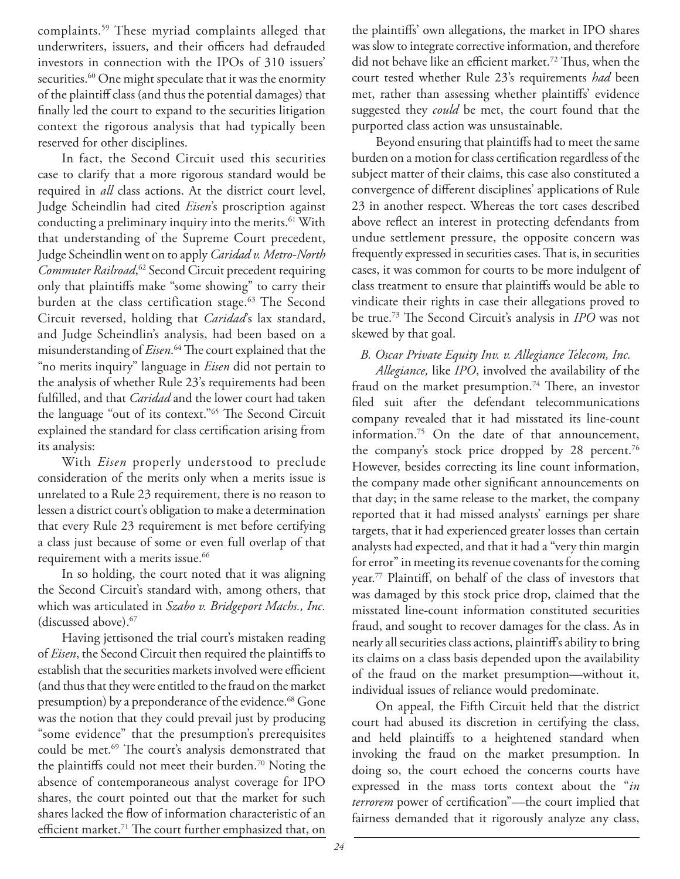complaints.[59] These myriad complaints alleged that underwriters, issuers, and their officers had defrauded investors in connection with the IPOs of 310 issuers' securities.[60] One might speculate that it was the enormity of the plaintiff class (and thus the potential damages) that finally led the court to expand to the securities litigation context the rigorous analysis that had typically been reserved for other disciplines.

In fact, the Second Circuit used this securities case to clarify that a more rigorous standard would be required in *all* class actions. At the district court level, Judge Scheindlin had cited *Eisen*'s proscription against conducting a preliminary inquiry into the merits.[61] With that understanding of the Supreme Court precedent, Judge Scheindlin went on to apply *Caridad v. Metro-North Commuter Railroad*,[62] Second Circuit precedent requiring only that plaintiffs make "some showing" to carry their burden at the class certification stage.[63] The Second Circuit reversed, holding that *Caridad*'s lax standard, and Judge Scheindlin's analysis, had been based on a misunderstanding of *Eisen*.[64] The court explained that the "no merits inquiry" language in *Eisen* did not pertain to the analysis of whether Rule 23's requirements had been fulfilled, and that *Caridad* and the lower court had taken the language "out of its context."[65] The Second Circuit explained the standard for class certification arising from its analysis:

With *Eisen* properly understood to preclude consideration of the merits only when a merits issue is unrelated to a Rule 23 requirement, there is no reason to lessen a district court's obligation to make a determination that every Rule 23 requirement is met before certifying a class just because of some or even full overlap of that requirement with a merits issue.[66]

In so holding, the court noted that it was aligning the Second Circuit's standard with, among others, that which was articulated in *Szabo v. Bridgeport Machs., Inc.* (discussed above).[67]

Having jettisoned the trial court's mistaken reading of *Eisen*, the Second Circuit then required the plaintiffs to establish that the securities markets involved were efficient (and thus that they were entitled to the fraud on the market presumption) by a preponderance of the evidence.[68] Gone was the notion that they could prevail just by producing "some evidence" that the presumption's prerequisites could be met.[69] The court's analysis demonstrated that the plaintiffs could not meet their burden.[70] Noting the absence of contemporaneous analyst coverage for IPO shares, the court pointed out that the market for such shares lacked the flow of information characteristic of an efficient market.[71] The court further emphasized that, on the plaintiffs' own allegations, the market in IPO shares was slow to integrate corrective information, and therefore did not behave like an efficient market.[72] Thus, when the court tested whether Rule 23's requirements *had* been met, rather than assessing whether plaintiffs' evidence suggested they *could* be met, the court found that the purported class action was unsustainable.

Beyond ensuring that plaintiffs had to meet the same burden on a motion for class certification regardless of the subject matter of their claims, this case also constituted a convergence of different disciplines' applications of Rule 23 in another respect. Whereas the tort cases described above reflect an interest in protecting defendants from undue settlement pressure, the opposite concern was frequently expressed in securities cases. That is, in securities cases, it was common for courts to be more indulgent of class treatment to ensure that plaintiffs would be able to vindicate their rights in case their allegations proved to be true.[73] The Second Circuit's analysis in *IPO* was not skewed by that goal.

### *B. Oscar Private Equity Inv. v. Allegiance Telecom, Inc.*

*Allegiance,* like *IPO*, involved the availability of the fraud on the market presumption.[74] There, an investor filed suit after the defendant telecommunications company revealed that it had misstated its line-count information.[75] On the date of that announcement, the company's stock price dropped by 28 percent.[76] However, besides correcting its line count information, the company made other significant announcements on that day; in the same release to the market, the company reported that it had missed analysts' earnings per share targets, that it had experienced greater losses than certain analysts had expected, and that it had a "very thin margin for error" in meeting its revenue covenants for the coming year.[77] Plaintiff, on behalf of the class of investors that was damaged by this stock price drop, claimed that the misstated line-count information constituted securities fraud, and sought to recover damages for the class. As in nearly all securities class actions, plaintiff's ability to bring its claims on a class basis depended upon the availability of the fraud on the market presumption—without it, individual issues of reliance would predominate.

On appeal, the Fifth Circuit held that the district court had abused its discretion in certifying the class, and held plaintiffs to a heightened standard when invoking the fraud on the market presumption. In doing so, the court echoed the concerns courts have expressed in the mass torts context about the "*in terrorem* power of certification"—the court implied that fairness demanded that it rigorously analyze any class,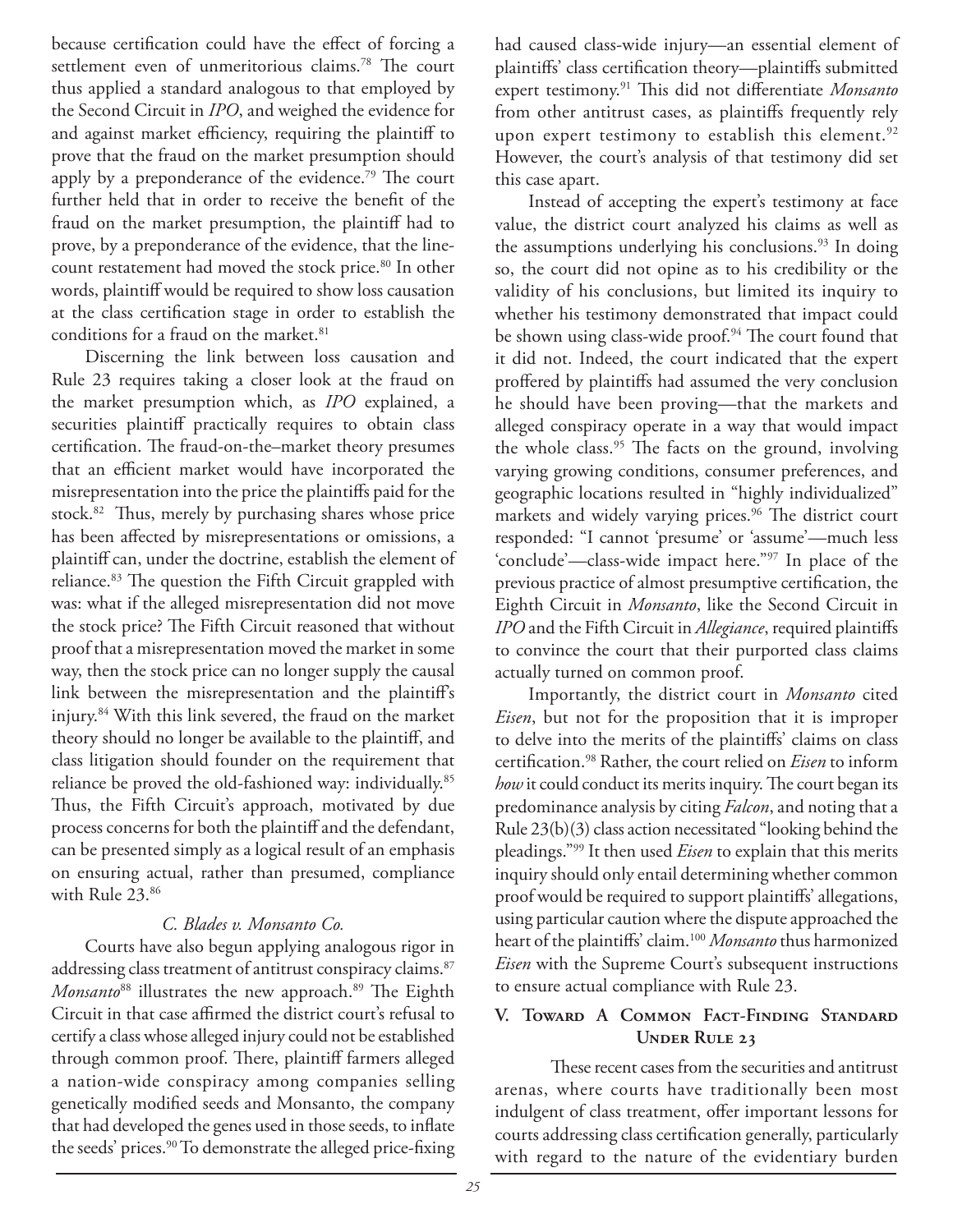because certification could have the effect of forcing a settlement even of unmeritorious claims.[78] The court thus applied a standard analogous to that employed by the Second Circuit in *IPO*, and weighed the evidence for and against market efficiency, requiring the plaintiff to prove that the fraud on the market presumption should apply by a preponderance of the evidence.[79] The court further held that in order to receive the benefit of the fraud on the market presumption, the plaintiff had to prove, by a preponderance of the evidence, that the line-count restatement had moved the stock price.[80] In other words, plaintiff would be required to show loss causation at the class certification stage in order to establish the conditions for a fraud on the market.[81]

Discerning the link between loss causation and Rule 23 requires taking a closer look at the fraud on the market presumption which, as *IPO* explained, a securities plaintiff practically requires to obtain class certification. The fraud-on-the–market theory presumes that an efficient market would have incorporated the misrepresentation into the price the plaintiffs paid for the stock.[82] Thus, merely by purchasing shares whose price has been affected by misrepresentations or omissions, a plaintiff can, under the doctrine, establish the element of reliance.[83] The question the Fifth Circuit grappled with was: what if the alleged misrepresentation did not move the stock price? The Fifth Circuit reasoned that without proof that a misrepresentation moved the market in some way, then the stock price can no longer supply the causal link between the misrepresentation and the plaintiff's injury.[84] With this link severed, the fraud on the market theory should no longer be available to the plaintiff, and class litigation should founder on the requirement that reliance be proved the old-fashioned way: individually.[85] Thus, the Fifth Circuit's approach, motivated by due process concerns for both the plaintiff and the defendant, can be presented simply as a logical result of an emphasis on ensuring actual, rather than presumed, compliance with Rule 23.[86]

### *C. Blades v. Monsanto Co.*

Courts have also begun applying analogous rigor in addressing class treatment of antitrust conspiracy claims.[87] *Monsanto*[88] illustrates the new approach.[89] The Eighth Circuit in that case affirmed the district court's refusal to certify a class whose alleged injury could not be established through common proof. There, plaintiff farmers alleged a nation-wide conspiracy among companies selling genetically modified seeds and Monsanto, the company that had developed the genes used in those seeds, to inflate the seeds' prices.[90] To demonstrate the alleged price-fixing had caused class-wide injury—an essential element of plaintiffs' class certification theory—plaintiffs submitted expert testimony.[91] This did not differentiate *Monsanto* from other antitrust cases, as plaintiffs frequently rely upon expert testimony to establish this element.[92] However, the court's analysis of that testimony did set this case apart.

Instead of accepting the expert's testimony at face value, the district court analyzed his claims as well as the assumptions underlying his conclusions.[93] In doing so, the court did not opine as to his credibility or the validity of his conclusions, but limited its inquiry to whether his testimony demonstrated that impact could be shown using class-wide proof.[94] The court found that it did not. Indeed, the court indicated that the expert proffered by plaintiffs had assumed the very conclusion he should have been proving—that the markets and alleged conspiracy operate in a way that would impact the whole class.[95] The facts on the ground, involving varying growing conditions, consumer preferences, and geographic locations resulted in "highly individualized" markets and widely varying prices.[96] The district court responded: "I cannot 'presume' or 'assume'—much less 'conclude'—class-wide impact here."[97] In place of the previous practice of almost presumptive certification, the Eighth Circuit in *Monsanto*, like the Second Circuit in *IPO* and the Fifth Circuit in *Allegiance*, required plaintiffs to convince the court that their purported class claims actually turned on common proof.

Importantly, the district court in *Monsanto* cited *Eisen*, but not for the proposition that it is improper to delve into the merits of the plaintiffs' claims on class certification.[98] Rather, the court relied on *Eisen* to inform *how* it could conduct its merits inquiry. The court began its predominance analysis by citing *Falcon*, and noting that a Rule 23(b)(3) class action necessitated "looking behind the pleadings."[99] It then used *Eisen* to explain that this merits inquiry should only entail determining whether common proof would be required to support plaintiffs' allegations, using particular caution where the dispute approached the heart of the plaintiffs' claim.[100] *Monsanto* thus harmonized *Eisen* with the Supreme Court's subsequent instructions to ensure actual compliance with Rule 23.

## V. Toward A Common Fact-Finding Standard Under Rule 23

These recent cases from the securities and antitrust arenas, where courts have traditionally been most indulgent of class treatment, offer important lessons for courts addressing class certification generally, particularly with regard to the nature of the evidentiary burden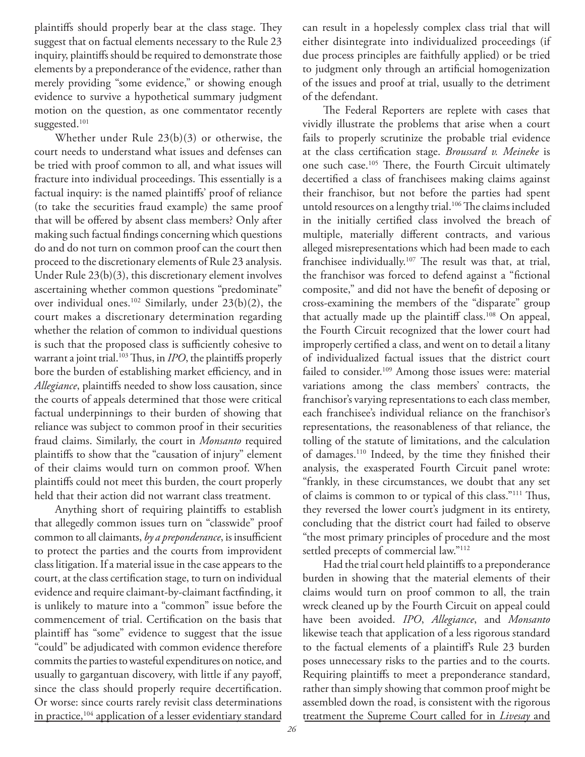plaintiffs should properly bear at the class stage. They suggest that on factual elements necessary to the Rule 23 inquiry, plaintiffs should be required to demonstrate those elements by a preponderance of the evidence, rather than merely providing "some evidence," or showing enough evidence to survive a hypothetical summary judgment motion on the question, as one commentator recently suggested.[101]

Whether under Rule 23(b)(3) or otherwise, the court needs to understand what issues and defenses can be tried with proof common to all, and what issues will fracture into individual proceedings. This essentially is a factual inquiry: is the named plaintiffs' proof of reliance (to take the securities fraud example) the same proof that will be offered by absent class members? Only after making such factual findings concerning which questions do and do not turn on common proof can the court then proceed to the discretionary elements of Rule 23 analysis. Under Rule 23(b)(3), this discretionary element involves ascertaining whether common questions "predominate" over individual ones.[102] Similarly, under 23(b)(2), the court makes a discretionary determination regarding whether the relation of common to individual questions is such that the proposed class is sufficiently cohesive to warrant a joint trial.[103] Thus, in *IPO*, the plaintiffs properly bore the burden of establishing market efficiency, and in *Allegiance*, plaintiffs needed to show loss causation, since the courts of appeals determined that those were critical factual underpinnings to their burden of showing that reliance was subject to common proof in their securities fraud claims. Similarly, the court in *Monsanto* required plaintiffs to show that the "causation of injury" element of their claims would turn on common proof. When plaintiffs could not meet this burden, the court properly held that their action did not warrant class treatment.

Anything short of requiring plaintiffs to establish that allegedly common issues turn on "classwide" proof common to all claimants, *by a preponderance*, is insufficient to protect the parties and the courts from improvident class litigation. If a material issue in the case appears to the court, at the class certification stage, to turn on individual evidence and require claimant-by-claimant factfinding, it is unlikely to mature into a "common" issue before the commencement of trial. Certification on the basis that plaintiff has "some" evidence to suggest that the issue "could" be adjudicated with common evidence therefore commits the parties to wasteful expenditures on notice, and usually to gargantuan discovery, with little if any payoff, since the class should properly require decertification. Or worse: since courts rarely revisit class determinations in practice,[104] application of a lesser evidentiary standard can result in a hopelessly complex class trial that will either disintegrate into individualized proceedings (if due process principles are faithfully applied) or be tried to judgment only through an artificial homogenization of the issues and proof at trial, usually to the detriment of the defendant.

The Federal Reporters are replete with cases that vividly illustrate the problems that arise when a court fails to properly scrutinize the probable trial evidence at the class certification stage. *Broussard v. Meineke* is one such case.[105] There, the Fourth Circuit ultimately decertified a class of franchisees making claims against their franchisor, but not before the parties had spent untold resources on a lengthy trial.[106] The claims included in the initially certified class involved the breach of multiple, materially different contracts, and various alleged misrepresentations which had been made to each franchisee individually.[107] The result was that, at trial, the franchisor was forced to defend against a "fictional composite," and did not have the benefit of deposing or cross-examining the members of the "disparate" group that actually made up the plaintiff class.[108] On appeal, the Fourth Circuit recognized that the lower court had improperly certified a class, and went on to detail a litany of individualized factual issues that the district court failed to consider.[109] Among those issues were: material variations among the class members' contracts, the franchisor's varying representations to each class member, each franchisee's individual reliance on the franchisor's representations, the reasonableness of that reliance, the tolling of the statute of limitations, and the calculation of damages.[110] Indeed, by the time they finished their analysis, the exasperated Fourth Circuit panel wrote: "frankly, in these circumstances, we doubt that any set of claims is common to or typical of this class."[111] Thus, they reversed the lower court's judgment in its entirety, concluding that the district court had failed to observe "the most primary principles of procedure and the most settled precepts of commercial law."[112]

Had the trial court held plaintiffs to a preponderance burden in showing that the material elements of their claims would turn on proof common to all, the train wreck cleaned up by the Fourth Circuit on appeal could have been avoided. *IPO*, *Allegiance*, and *Monsanto* likewise teach that application of a less rigorous standard to the factual elements of a plaintiff's Rule 23 burden poses unnecessary risks to the parties and to the courts. Requiring plaintiffs to meet a preponderance standard, rather than simply showing that common proof might be assembled down the road, is consistent with the rigorous treatment the Supreme Court called for in *Livesay* and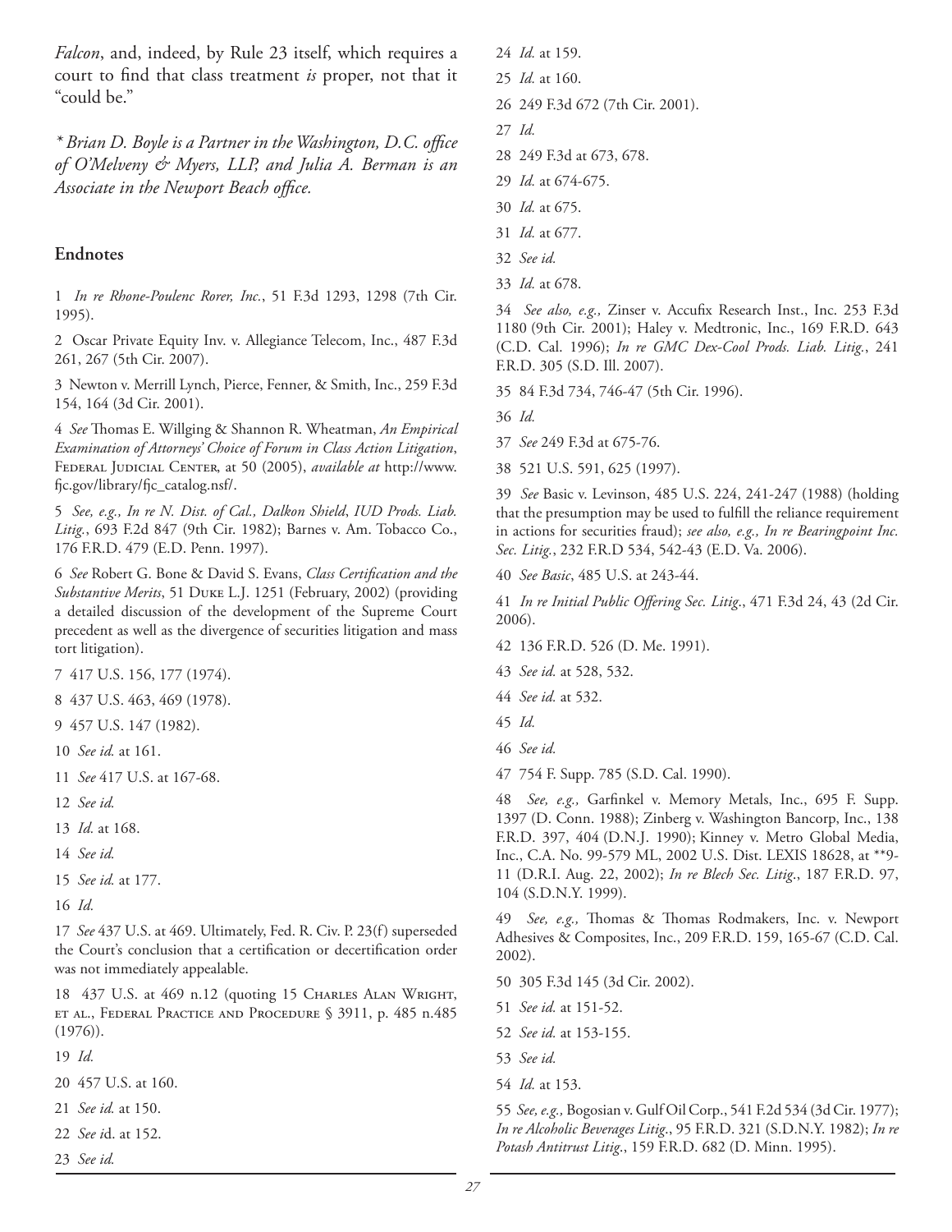*Falcon*, and, indeed, by Rule 23 itself, which requires a court to find that class treatment *is* proper, not that it "could be."

*\* Brian D. Boyle is a Partner in the Washington, D.C. office of O'Melveny & Myers, LLP, and Julia A. Berman is an Associate in the Newport Beach office.*

## Endnotes

1 *In re Rhone-Poulenc Rorer, Inc.*, 51 F.3d 1293, 1298 (7th Cir. 1995).

2 Oscar Private Equity Inv. v. Allegiance Telecom, Inc., 487 F.3d 261, 267 (5th Cir. 2007).

3 Newton v. Merrill Lynch, Pierce, Fenner, & Smith, Inc., 259 F.3d 154, 164 (3d Cir. 2001).

4 *See* Thomas E. Willging & Shannon R. Wheatman, *An Empirical Examination of Attorneys' Choice of Forum in Class Action Litigation*, Federal Judicial Center, at 50 (2005), *available at* http://www.fjc.gov/library/fjc_catalog.nsf/.

5 *See, e.g., In re N. Dist. of Cal., Dalkon Shield*, *IUD Prods. Liab. Litig.*, 693 F.2d 847 (9th Cir. 1982); Barnes v. Am. Tobacco Co., 176 F.R.D. 479 (E.D. Penn. 1997).

6 *See* Robert G. Bone & David S. Evans, *Class Certification and the Substantive Merits*, 51 Duke L.J. 1251 (February, 2002) (providing a detailed discussion of the development of the Supreme Court precedent as well as the divergence of securities litigation and mass tort litigation).

7 417 U.S. 156, 177 (1974).

8 437 U.S. 463, 469 (1978).

9 457 U.S. 147 (1982).

10 *See id.* at 161.

11 *See* 417 U.S. at 167-68.

12 *See id.*

13 *Id.* at 168.

14 *See id.*

15 *See id.* at 177.

16 *Id*.

17 *See* 437 U.S. at 469. Ultimately, Fed. R. Civ. P. 23(f) superseded the Court's conclusion that a certification or decertification order was not immediately appealable.

18 437 U.S. at 469 n.12 (quoting 15 Charles Alan Wright, et al., Federal Practice and Procedure § 3911, p. 485 n.485 (1976)).

19 *Id.*

20 457 U.S. at 160.

21 *See id.* at 150.

22 *See i*d. at 152.

23 *See id.*

24 *Id.* at 159.

25 *Id.* at 160.

26 249 F.3d 672 (7th Cir. 2001).

27 *Id.*

28 249 F.3d at 673, 678.

29 *Id.* at 674-675.

30 *Id.* at 675.

31 *Id.* at 677.

32 *See id.*

33 *Id.* at 678.

34 *See also, e.g.,* Zinser v. Accufix Research Inst., Inc. 253 F.3d 1180 (9th Cir. 2001); Haley v. Medtronic, Inc., 169 F.R.D. 643 (C.D. Cal. 1996); *In re GMC Dex-Cool Prods. Liab. Litig.*, 241 F.R.D. 305 (S.D. Ill. 2007).

35 84 F.3d 734, 746-47 (5th Cir. 1996).

36 *Id.*

37 *See* 249 F.3d at 675-76.

38 521 U.S. 591, 625 (1997).

39 *See* Basic v. Levinson, 485 U.S. 224, 241-247 (1988) (holding that the presumption may be used to fulfill the reliance requirement in actions for securities fraud); *see also, e.g., In re Bearingpoint Inc. Sec. Litig.*, 232 F.R.D 534, 542-43 (E.D. Va. 2006).

40 *See Basic*, 485 U.S. at 243-44.

41 *In re Initial Public Offering Sec. Litig.*, 471 F.3d 24, 43 (2d Cir. 2006).

42 136 F.R.D. 526 (D. Me. 1991).

43 *See id.* at 528, 532.

44 *See id.* at 532.

45 *Id.*

46 *See id.*

47 754 F. Supp. 785 (S.D. Cal. 1990).

48 *See, e.g.,* Garfinkel v. Memory Metals, Inc., 695 F. Supp. 1397 (D. Conn. 1988); Zinberg v. Washington Bancorp, Inc., 138 F.R.D. 397, 404 (D.N.J. 1990); Kinney v. Metro Global Media, Inc., C.A. No. 99-579 ML, 2002 U.S. Dist. LEXIS 18628, at \*\*9-11 (D.R.I. Aug. 22, 2002); *In re Blech Sec. Litig*., 187 F.R.D. 97, 104 (S.D.N.Y. 1999).

49 *See, e.g.,* Thomas & Thomas Rodmakers, Inc. v. Newport Adhesives & Composites, Inc., 209 F.R.D. 159, 165-67 (C.D. Cal. 2002).

50 305 F.3d 145 (3d Cir. 2002).

51 *See id.* at 151-52.

52 *See id.* at 153-155.

53 *See id.*

54 *Id.* at 153.

55 *See, e.g.,* Bogosian v. Gulf Oil Corp., 541 F.2d 534 (3d Cir. 1977); *In re Alcoholic Beverages Litig*., 95 F.R.D. 321 (S.D.N.Y. 1982); *In re Potash Antitrust Litig*., 159 F.R.D. 682 (D. Minn. 1995).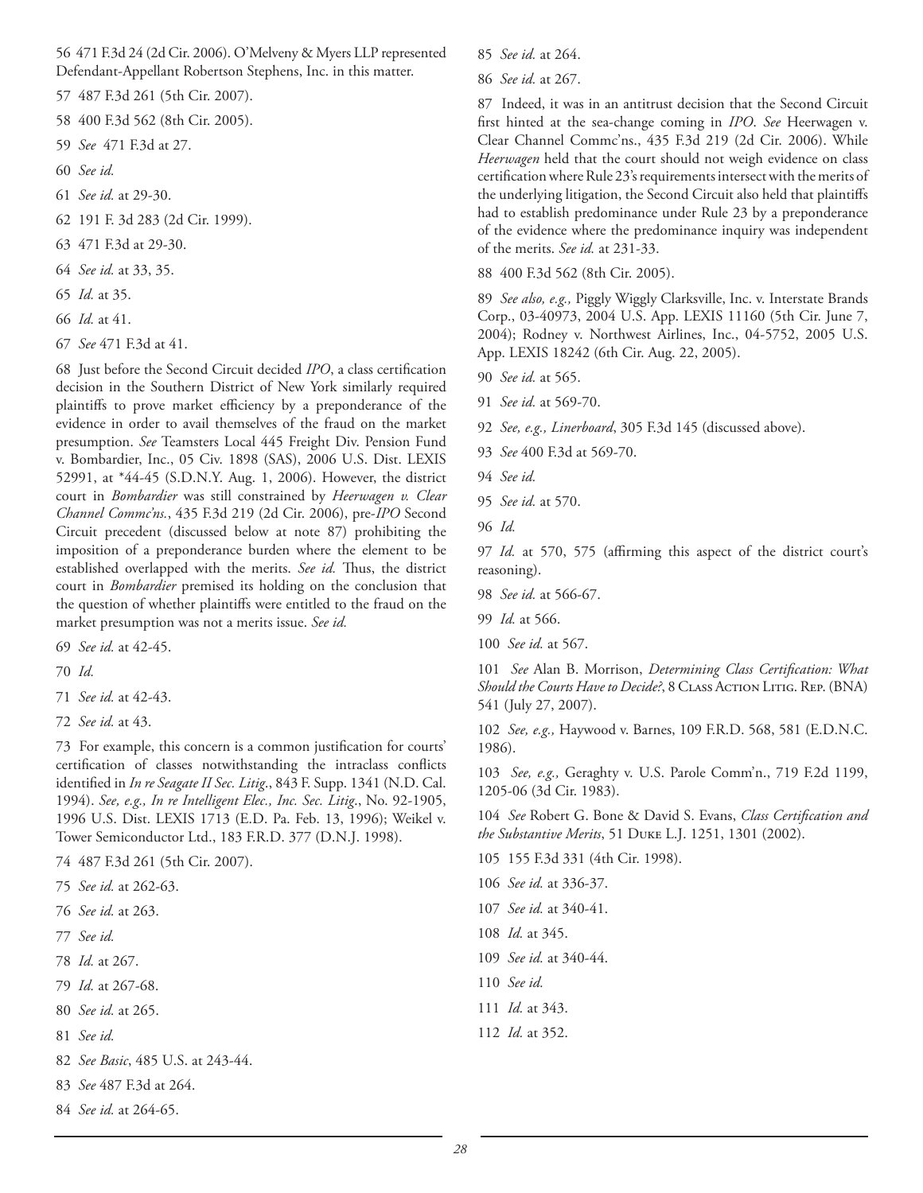56 471 F.3d 24 (2d Cir. 2006). O'Melveny & Myers LLP represented Defendant-Appellant Robertson Stephens, Inc. in this matter.

57 487 F.3d 261 (5th Cir. 2007).

58 400 F.3d 562 (8th Cir. 2005).

59 *See* 471 F.3d at 27.

60 *See id.*

61 *See id.* at 29-30.

62 191 F. 3d 283 (2d Cir. 1999).

63 471 F.3d at 29-30.

64 *See id.* at 33, 35.

65 *Id.* at 35.

66 *Id.* at 41.

67 *See* 471 F.3d at 41.

68 Just before the Second Circuit decided *IPO*, a class certification decision in the Southern District of New York similarly required plaintiffs to prove market efficiency by a preponderance of the evidence in order to avail themselves of the fraud on the market presumption. *See* Teamsters Local 445 Freight Div. Pension Fund v. Bombardier, Inc., 05 Civ. 1898 (SAS), 2006 U.S. Dist. LEXIS 52991, at *44-45 (S.D.N.Y. Aug. 1, 2006). However, the district court in *Bombardier* was still constrained by *Heerwagen v. Clear Channel Commc'ns.*, 435 F.3d 219 (2d Cir. 2006), pre-*IPO* Second Circuit precedent (discussed below at note 87) prohibiting the imposition of a preponderance burden where the element to be established overlapped with the merits. *See id.* Thus, the district court in *Bombardier* premised its holding on the conclusion that the question of whether plaintiffs were entitled to the fraud on the market presumption was not a merits issue. *See id.*

69 *See id.* at 42-45.

70 *Id.*

71 *See id.* at 42-43.

72 *See id.* at 43.

73 For example, this concern is a common justification for courts' certification of classes notwithstanding the intraclass conflicts identified in *In re Seagate II Sec. Litig.*, 843 F. Supp. 1341 (N.D. Cal. 1994). *See, e.g., In re Intelligent Elec., Inc. Sec. Litig.*, No. 92-1905, 1996 U.S. Dist. LEXIS 1713 (E.D. Pa. Feb. 13, 1996); Weikel v. Tower Semiconductor Ltd., 183 F.R.D. 377 (D.N.J. 1998).

74 487 F.3d 261 (5th Cir. 2007).

75 *See id.* at 262-63.

76 *See id.* at 263.

77 *See id.*

78 *Id.* at 267.

79 *Id.* at 267-68.

80 *See id.* at 265.

81 *See id.*

82 *See Basic*, 485 U.S. at 243-44.

83 *See* 487 F.3d at 264.

84 *See id.* at 264-65.

85 *See id.* at 264.

86 *See id.* at 267.

87 Indeed, it was in an antitrust decision that the Second Circuit first hinted at the sea-change coming in *IPO*. *See* Heerwagen v. Clear Channel Commc'ns., 435 F.3d 219 (2d Cir. 2006). While *Heerwagen* held that the court should not weigh evidence on class certification where Rule 23's requirements intersect with the merits of the underlying litigation, the Second Circuit also held that plaintiffs had to establish predominance under Rule 23 by a preponderance of the evidence where the predominance inquiry was independent of the merits. *See id.* at 231-33.

88 400 F.3d 562 (8th Cir. 2005).

89 *See also, e.g.,* Piggly Wiggly Clarksville, Inc. v. Interstate Brands Corp., 03-40973, 2004 U.S. App. LEXIS 11160 (5th Cir. June 7, 2004); Rodney v. Northwest Airlines, Inc., 04-5752, 2005 U.S. App. LEXIS 18242 (6th Cir. Aug. 22, 2005).

90 *See id.* at 565.

91 *See id.* at 569-70.

92 *See, e.g., Linerboard*, 305 F.3d 145 (discussed above).

93 *See* 400 F.3d at 569-70.

94 *See id.*

95 *See id.* at 570.

96 *Id.*

97 *Id.* at 570, 575 (affirming this aspect of the district court's reasoning).

98 *See id.* at 566-67.

99 *Id.* at 566.

100 *See id.* at 567.

101 *See* Alan B. Morrison, *Determining Class Certification: What Should the Courts Have to Decide?*, 8 Class Action Litig. Rep. (BNA) 541 (July 27, 2007).

102 *See, e.g.,* Haywood v. Barnes, 109 F.R.D. 568, 581 (E.D.N.C. 1986).

103 *See, e.g.,* Geraghty v. U.S. Parole Comm'n., 719 F.2d 1199, 1205-06 (3d Cir. 1983).

104 *See* Robert G. Bone & David S. Evans, *Class Certification and the Substantive Merits*, 51 Duke L.J. 1251, 1301 (2002).

105 155 F.3d 331 (4th Cir. 1998).

106 *See id.* at 336-37.

107 *See id.* at 340-41.

108 *Id.* at 345.

109 *See id.* at 340-44.

110 *See id.*

111 *Id.* at 343.

112 *Id.* at 352.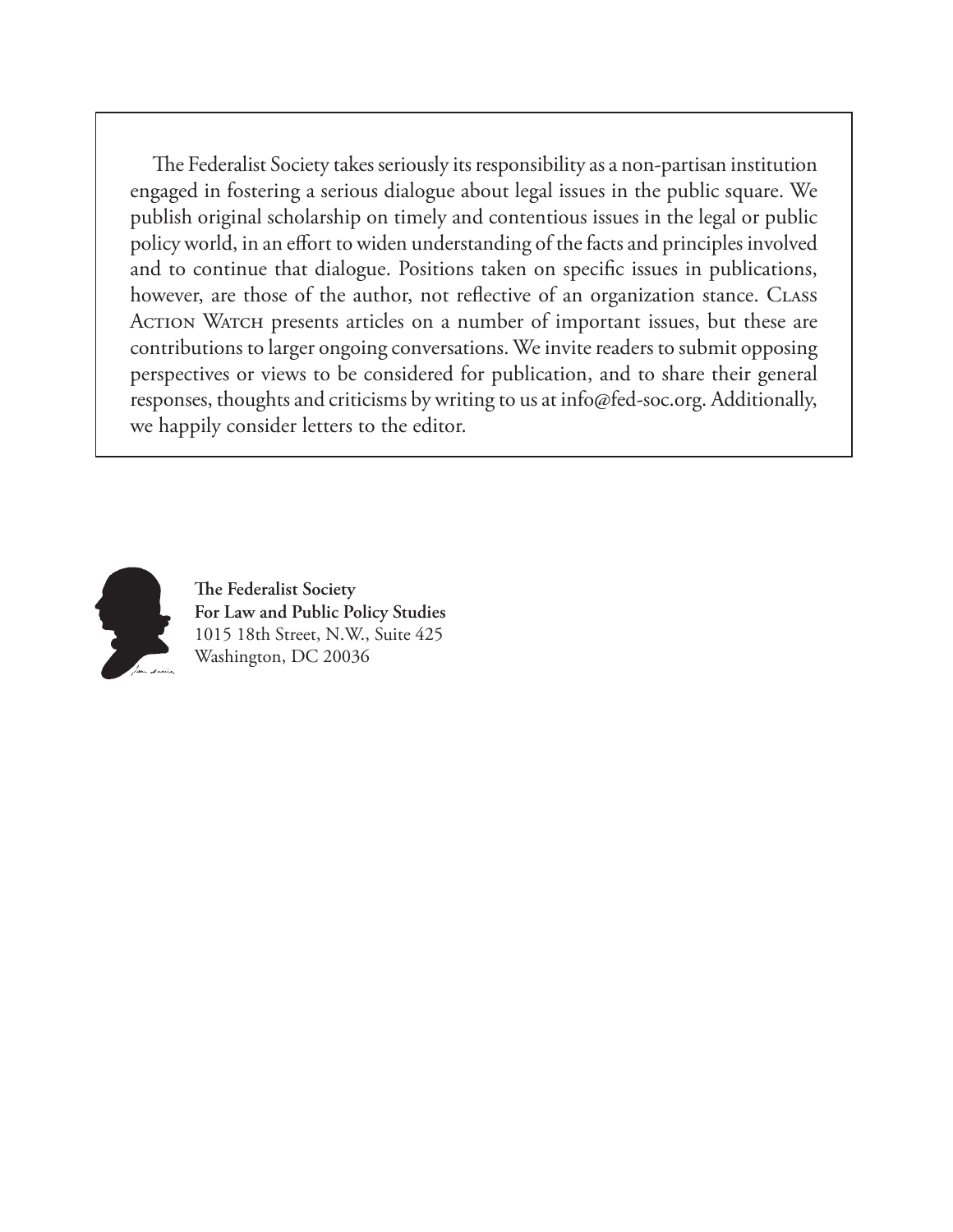The Federalist Society takes seriously its responsibility as a non-partisan institution engaged in fostering a serious dialogue about legal issues in the public square. We publish original scholarship on timely and contentious issues in the legal or public policy world, in an effort to widen understanding of the facts and principles involved and to continue that dialogue. Positions taken on specific issues in publications, however, are those of the author, not reflective of an organization stance. Class Action Watch presents articles on a number of important issues, but these are contributions to larger ongoing conversations. We invite readers to submit opposing perspectives or views to be considered for publication, and to share their general responses, thoughts and criticisms by writing to us at info@fed-soc.org. Additionally, we happily consider letters to the editor.

**The Federalist Society**
**For Law and Public Policy Studies**
1015 18th Street, N.W., Suite 425
Washington, DC 20036